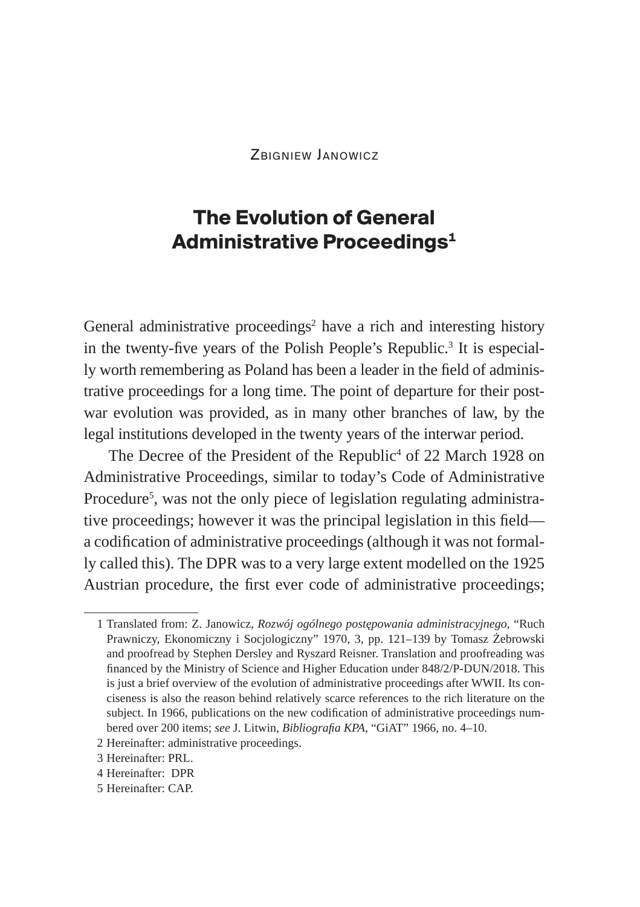Zbigniew Janowicz

# The Evolution of General Administrative Proceedings[1]

General administrative proceedings[2] have a rich and interesting history in the twenty-five years of the Polish People's Republic.[3] It is especially worth remembering as Poland has been a leader in the field of administrative proceedings for a long time. The point of departure for their post-war evolution was provided, as in many other branches of law, by the legal institutions developed in the twenty years of the interwar period.

The Decree of the President of the Republic[4] of 22 March 1928 on Administrative Proceedings, similar to today's Code of Administrative Procedure[5], was not the only piece of legislation regulating administrative proceedings; however it was the principal legislation in this field—a codification of administrative proceedings (although it was not formally called this). The DPR was to a very large extent modelled on the 1925 Austrian procedure, the first ever code of administrative proceedings;

1 Translated from: Z. Janowicz, *Rozwój ogólnego postępowania administracyjnego*, "Ruch Prawniczy, Ekonomiczny i Socjologiczny" 1970, 3, pp. 121–139 by Tomasz Żebrowski and proofread by Stephen Dersley and Ryszard Reisner. Translation and proofreading was financed by the Ministry of Science and Higher Education under 848/2/P-DUN/2018. This is just a brief overview of the evolution of administrative proceedings after WWII. Its conciseness is also the reason behind relatively scarce references to the rich literature on the subject. In 1966, publications on the new codification of administrative proceedings numbered over 200 items; *see* J. Litwin, *Bibliografia KPA*, "GiAT" 1966, no. 4–10.

2 Hereinafter: administrative proceedings.

3 Hereinafter: PRL.

4 Hereinafter: DPR

5 Hereinafter: CAP.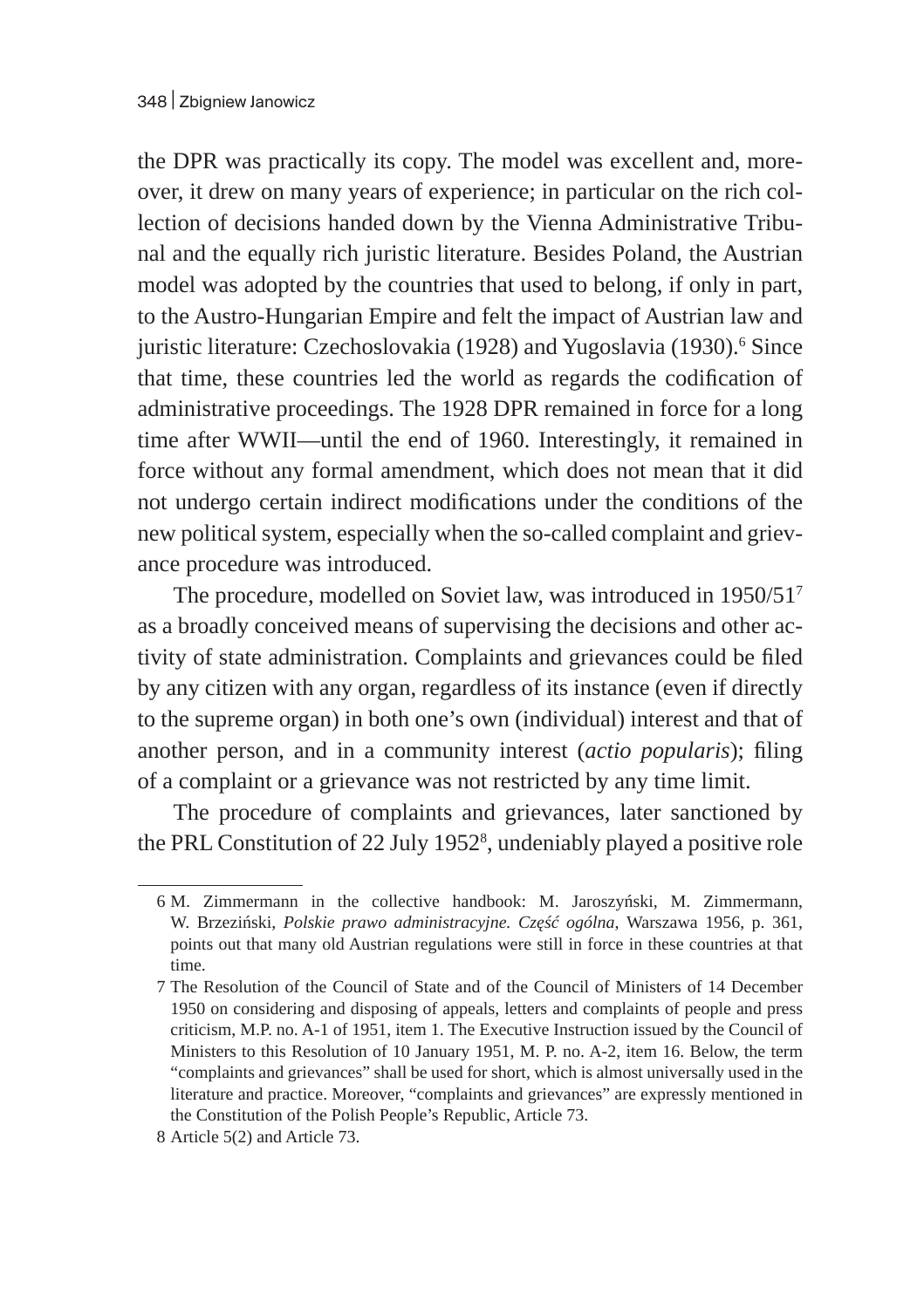the DPR was practically its copy. The model was excellent and, moreover, it drew on many years of experience; in particular on the rich collection of decisions handed down by the Vienna Administrative Tribunal and the equally rich juristic literature. Besides Poland, the Austrian model was adopted by the countries that used to belong, if only in part, to the Austro-Hungarian Empire and felt the impact of Austrian law and juristic literature: Czechoslovakia (1928) and Yugoslavia (1930).[6] Since that time, these countries led the world as regards the codification of administrative proceedings. The 1928 DPR remained in force for a long time after WWII—until the end of 1960. Interestingly, it remained in force without any formal amendment, which does not mean that it did not undergo certain indirect modifications under the conditions of the new political system, especially when the so-called complaint and grievance procedure was introduced.

The procedure, modelled on Soviet law, was introduced in 1950/51[7] as a broadly conceived means of supervising the decisions and other activity of state administration. Complaints and grievances could be filed by any citizen with any organ, regardless of its instance (even if directly to the supreme organ) in both one's own (individual) interest and that of another person, and in a community interest (*actio popularis*); filing of a complaint or a grievance was not restricted by any time limit.

The procedure of complaints and grievances, later sanctioned by the PRL Constitution of 22 July 1952[8], undeniably played a positive role

---

6 M. Zimmermann in the collective handbook: M. Jaroszyński, M. Zimmermann, W. Brzeziński, *Polskie prawo administracyjne. Część ogólna*, Warszawa 1956, p. 361, points out that many old Austrian regulations were still in force in these countries at that time.

7 The Resolution of the Council of State and of the Council of Ministers of 14 December 1950 on considering and disposing of appeals, letters and complaints of people and press criticism, M.P. no. A-1 of 1951, item 1. The Executive Instruction issued by the Council of Ministers to this Resolution of 10 January 1951, M. P. no. A-2, item 16. Below, the term "complaints and grievances" shall be used for short, which is almost universally used in the literature and practice. Moreover, "complaints and grievances" are expressly mentioned in the Constitution of the Polish People's Republic, Article 73.

8 Article 5(2) and Article 73.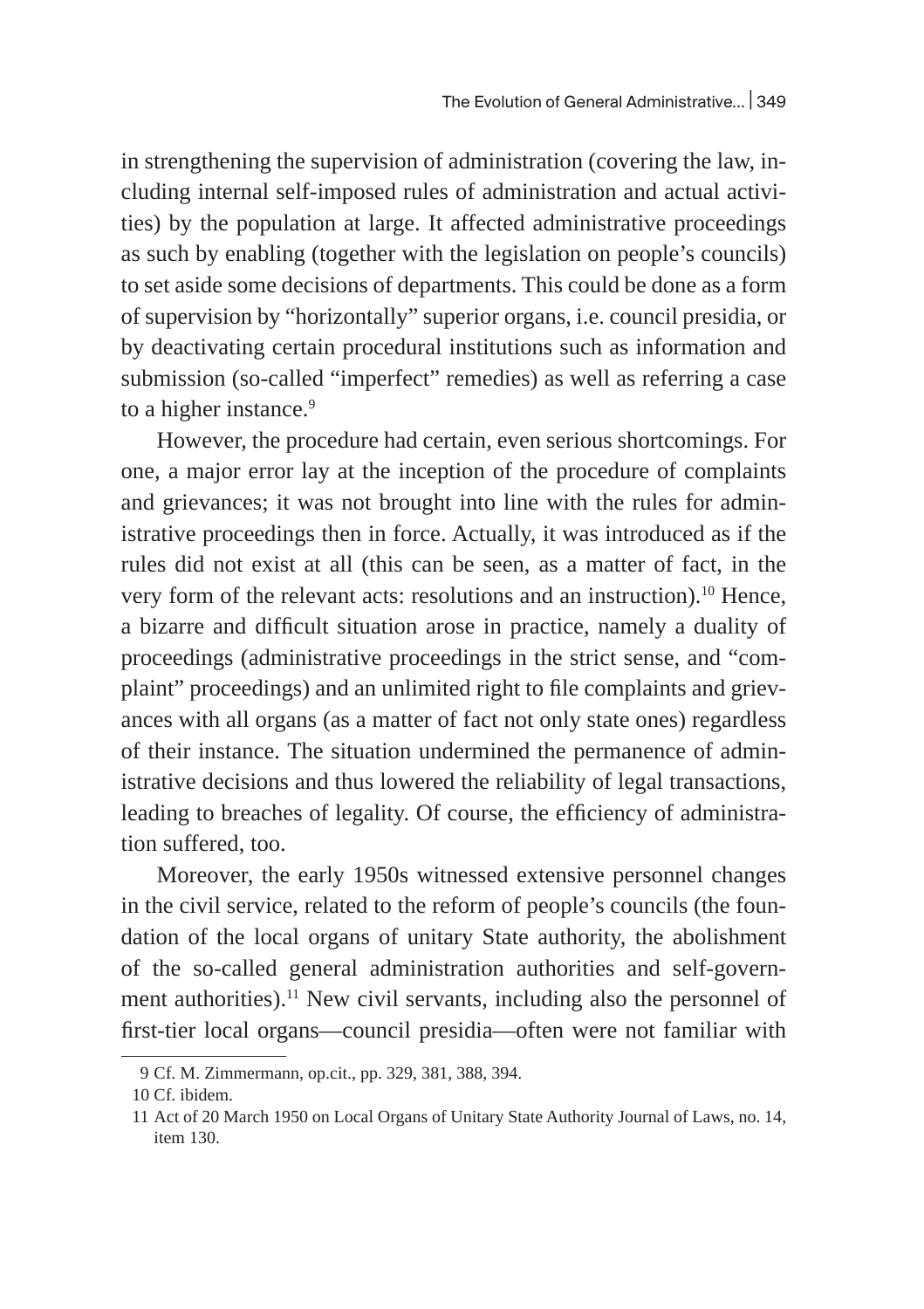in strengthening the supervision of administration (covering the law, including internal self-imposed rules of administration and actual activities) by the population at large. It affected administrative proceedings as such by enabling (together with the legislation on people's councils) to set aside some decisions of departments. This could be done as a form of supervision by "horizontally" superior organs, i.e. council presidia, or by deactivating certain procedural institutions such as information and submission (so-called "imperfect" remedies) as well as referring a case to a higher instance.[9]

However, the procedure had certain, even serious shortcomings. For one, a major error lay at the inception of the procedure of complaints and grievances; it was not brought into line with the rules for administrative proceedings then in force. Actually, it was introduced as if the rules did not exist at all (this can be seen, as a matter of fact, in the very form of the relevant acts: resolutions and an instruction).[10] Hence, a bizarre and difficult situation arose in practice, namely a duality of proceedings (administrative proceedings in the strict sense, and "complaint" proceedings) and an unlimited right to file complaints and grievances with all organs (as a matter of fact not only state ones) regardless of their instance. The situation undermined the permanence of administrative decisions and thus lowered the reliability of legal transactions, leading to breaches of legality. Of course, the efficiency of administration suffered, too.

Moreover, the early 1950s witnessed extensive personnel changes in the civil service, related to the reform of people's councils (the foundation of the local organs of unitary State authority, the abolishment of the so-called general administration authorities and self-government authorities).[11] New civil servants, including also the personnel of first-tier local organs—council presidia—often were not familiar with

---

9 Cf. M. Zimmermann, op.cit., pp. 329, 381, 388, 394.

10 Cf. ibidem.

11 Act of 20 March 1950 on Local Organs of Unitary State Authority Journal of Laws, no. 14, item 130.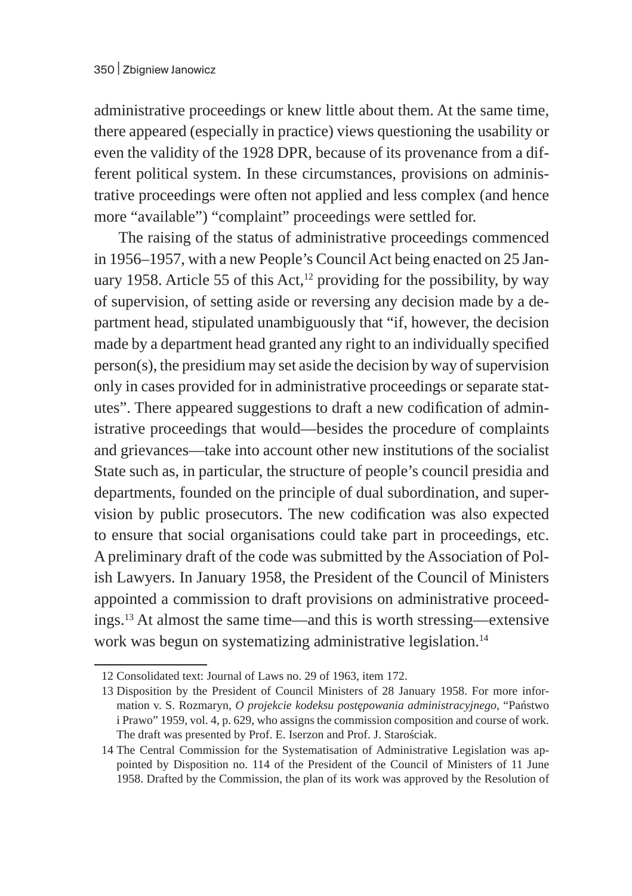administrative proceedings or knew little about them. At the same time, there appeared (especially in practice) views questioning the usability or even the validity of the 1928 DPR, because of its provenance from a different political system. In these circumstances, provisions on administrative proceedings were often not applied and less complex (and hence more "available") "complaint" proceedings were settled for.

The raising of the status of administrative proceedings commenced in 1956–1957, with a new People's Council Act being enacted on 25 January 1958. Article 55 of this Act,[12] providing for the possibility, by way of supervision, of setting aside or reversing any decision made by a department head, stipulated unambiguously that "if, however, the decision made by a department head granted any right to an individually specified person(s), the presidium may set aside the decision by way of supervision only in cases provided for in administrative proceedings or separate statutes". There appeared suggestions to draft a new codification of administrative proceedings that would—besides the procedure of complaints and grievances—take into account other new institutions of the socialist State such as, in particular, the structure of people's council presidia and departments, founded on the principle of dual subordination, and supervision by public prosecutors. The new codification was also expected to ensure that social organisations could take part in proceedings, etc. A preliminary draft of the code was submitted by the Association of Polish Lawyers. In January 1958, the President of the Council of Ministers appointed a commission to draft provisions on administrative proceedings.[13] At almost the same time—and this is worth stressing—extensive work was begun on systematizing administrative legislation.[14]

---

12 Consolidated text: Journal of Laws no. 29 of 1963, item 172.

13 Disposition by the President of Council Ministers of 28 January 1958. For more information v. S. Rozmaryn, *O projekcie kodeksu postępowania administracyjnego*, "Państwo i Prawo" 1959, vol. 4, p. 629, who assigns the commission composition and course of work. The draft was presented by Prof. E. Iserzon and Prof. J. Starościak.

14 The Central Commission for the Systematisation of Administrative Legislation was appointed by Disposition no. 114 of the President of the Council of Ministers of 11 June 1958. Drafted by the Commission, the plan of its work was approved by the Resolution of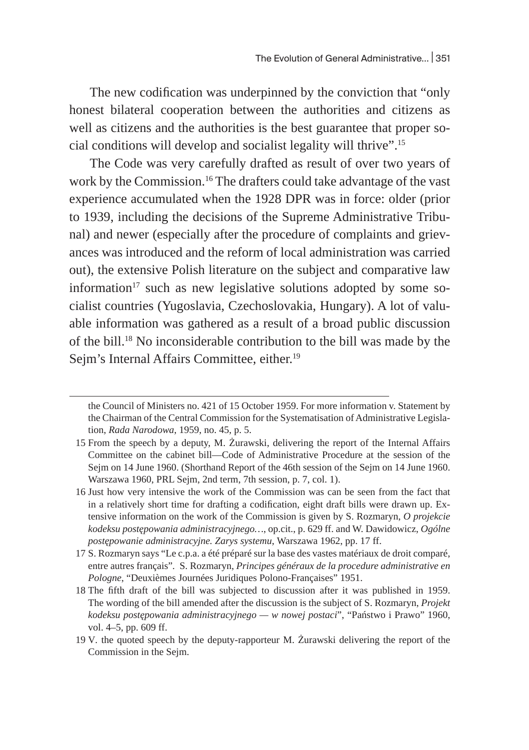The new codification was underpinned by the conviction that "only honest bilateral cooperation between the authorities and citizens as well as citizens and the authorities is the best guarantee that proper social conditions will develop and socialist legality will thrive".[15]

The Code was very carefully drafted as result of over two years of work by the Commission.[16] The drafters could take advantage of the vast experience accumulated when the 1928 DPR was in force: older (prior to 1939, including the decisions of the Supreme Administrative Tribunal) and newer (especially after the procedure of complaints and grievances was introduced and the reform of local administration was carried out), the extensive Polish literature on the subject and comparative law information[17] such as new legislative solutions adopted by some socialist countries (Yugoslavia, Czechoslovakia, Hungary). A lot of valuable information was gathered as a result of a broad public discussion of the bill.[18] No inconsiderable contribution to the bill was made by the Sejm's Internal Affairs Committee, either.[19]

---

the Council of Ministers no. 421 of 15 October 1959. For more information v. Statement by the Chairman of the Central Commission for the Systematisation of Administrative Legislation, *Rada Narodowa*, 1959, no. 45, p. 5.

15 From the speech by a deputy, M. Żurawski, delivering the report of the Internal Affairs Committee on the cabinet bill—Code of Administrative Procedure at the session of the Sejm on 14 June 1960. (Shorthand Report of the 46th session of the Sejm on 14 June 1960. Warszawa 1960, PRL Sejm, 2nd term, 7th session, p. 7, col. 1).

16 Just how very intensive the work of the Commission was can be seen from the fact that in a relatively short time for drafting a codification, eight draft bills were drawn up. Extensive information on the work of the Commission is given by S. Rozmaryn, *O projekcie kodeksu postępowania administracyjnego…*, op.cit., p. 629 ff. and W. Dawidowicz, *Ogólne postępowanie administracyjne. Zarys systemu*, Warszawa 1962, pp. 17 ff.

17 S. Rozmaryn says "Le c.p.a. a été préparé sur la base des vastes matériaux de droit comparé, entre autres français". S. Rozmaryn, *Principes généraux de la procedure administrative en Pologne*, "Deuxièmes Journées Juridiques Polono-Françaises" 1951.

18 The fifth draft of the bill was subjected to discussion after it was published in 1959. The wording of the bill amended after the discussion is the subject of S. Rozmaryn, *Projekt kodeksu postępowania administracyjnego — w nowej postaci*", "Państwo i Prawo" 1960, vol. 4–5, pp. 609 ff.

19 V. the quoted speech by the deputy-rapporteur M. Żurawski delivering the report of the Commission in the Sejm.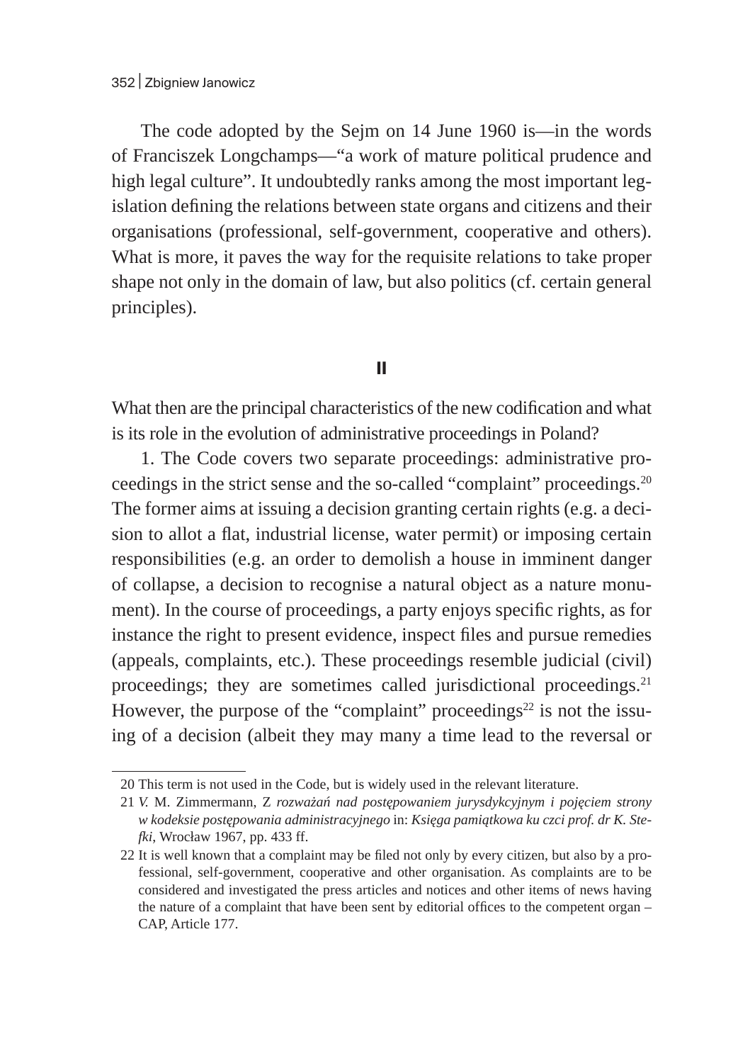The code adopted by the Sejm on 14 June 1960 is—in the words of Franciszek Longchamps—"a work of mature political prudence and high legal culture". It undoubtedly ranks among the most important legislation defining the relations between state organs and citizens and their organisations (professional, self-government, cooperative and others). What is more, it paves the way for the requisite relations to take proper shape not only in the domain of law, but also politics (cf. certain general principles).

## II

What then are the principal characteristics of the new codification and what is its role in the evolution of administrative proceedings in Poland?

1. The Code covers two separate proceedings: administrative proceedings in the strict sense and the so-called "complaint" proceedings.[20] The former aims at issuing a decision granting certain rights (e.g. a decision to allot a flat, industrial license, water permit) or imposing certain responsibilities (e.g. an order to demolish a house in imminent danger of collapse, a decision to recognise a natural object as a nature monument). In the course of proceedings, a party enjoys specific rights, as for instance the right to present evidence, inspect files and pursue remedies (appeals, complaints, etc.). These proceedings resemble judicial (civil) proceedings; they are sometimes called jurisdictional proceedings.[21] However, the purpose of the "complaint" proceedings[22] is not the issuing of a decision (albeit they may many a time lead to the reversal or

---

20 This term is not used in the Code, but is widely used in the relevant literature.

21 *V.* M. Zimmermann, Z *rozważań nad postępowaniem jurysdykcyjnym i pojęciem strony w kodeksie postępowania administracyjnego* in: *Księga pamiątkowa ku czci prof. dr K. Stefki*, Wrocław 1967, pp. 433 ff.

22 It is well known that a complaint may be filed not only by every citizen, but also by a professional, self-government, cooperative and other organisation. As complaints are to be considered and investigated the press articles and notices and other items of news having the nature of a complaint that have been sent by editorial offices to the competent organ – CAP, Article 177.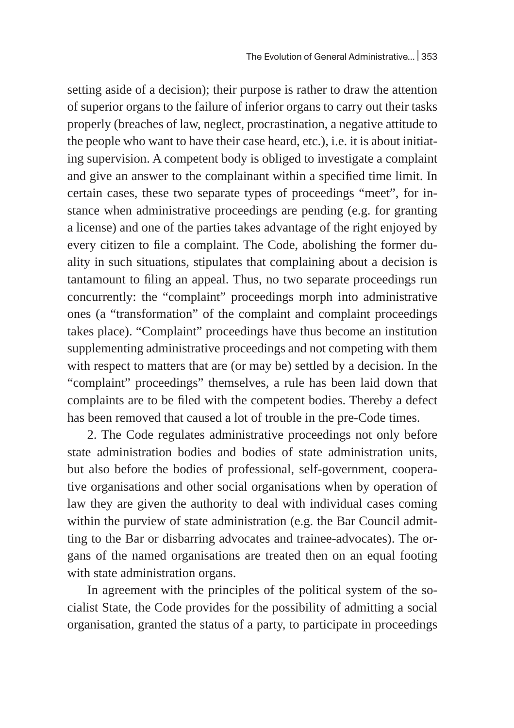setting aside of a decision); their purpose is rather to draw the attention of superior organs to the failure of inferior organs to carry out their tasks properly (breaches of law, neglect, procrastination, a negative attitude to the people who want to have their case heard, etc.), i.e. it is about initiating supervision. A competent body is obliged to investigate a complaint and give an answer to the complainant within a specified time limit. In certain cases, these two separate types of proceedings "meet", for instance when administrative proceedings are pending (e.g. for granting a license) and one of the parties takes advantage of the right enjoyed by every citizen to file a complaint. The Code, abolishing the former duality in such situations, stipulates that complaining about a decision is tantamount to filing an appeal. Thus, no two separate proceedings run concurrently: the "complaint" proceedings morph into administrative ones (a "transformation" of the complaint and complaint proceedings takes place). "Complaint" proceedings have thus become an institution supplementing administrative proceedings and not competing with them with respect to matters that are (or may be) settled by a decision. In the "complaint" proceedings" themselves, a rule has been laid down that complaints are to be filed with the competent bodies. Thereby a defect has been removed that caused a lot of trouble in the pre-Code times.

2. The Code regulates administrative proceedings not only before state administration bodies and bodies of state administration units, but also before the bodies of professional, self-government, cooperative organisations and other social organisations when by operation of law they are given the authority to deal with individual cases coming within the purview of state administration (e.g. the Bar Council admitting to the Bar or disbarring advocates and trainee-advocates). The organs of the named organisations are treated then on an equal footing with state administration organs.

In agreement with the principles of the political system of the socialist State, the Code provides for the possibility of admitting a social organisation, granted the status of a party, to participate in proceedings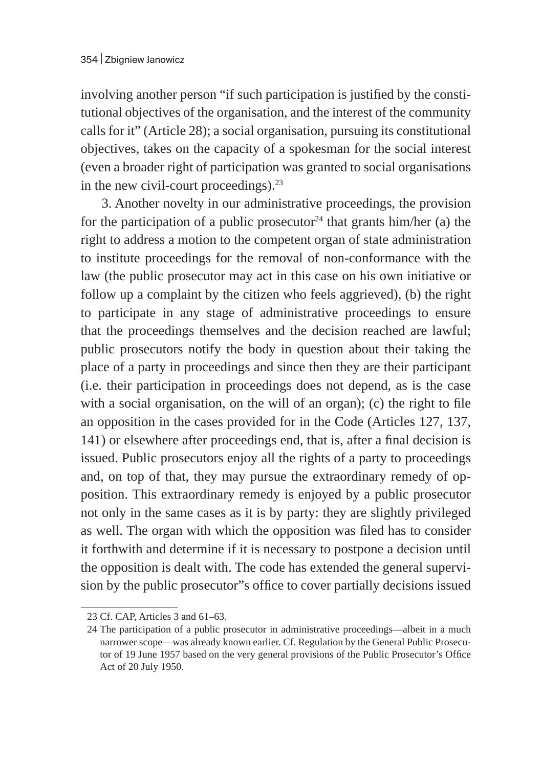involving another person "if such participation is justified by the constitutional objectives of the organisation, and the interest of the community calls for it" (Article 28); a social organisation, pursuing its constitutional objectives, takes on the capacity of a spokesman for the social interest (even a broader right of participation was granted to social organisations in the new civil-court proceedings).[23]

3. Another novelty in our administrative proceedings, the provision for the participation of a public prosecutor[24] that grants him/her (a) the right to address a motion to the competent organ of state administration to institute proceedings for the removal of non-conformance with the law (the public prosecutor may act in this case on his own initiative or follow up a complaint by the citizen who feels aggrieved), (b) the right to participate in any stage of administrative proceedings to ensure that the proceedings themselves and the decision reached are lawful; public prosecutors notify the body in question about their taking the place of a party in proceedings and since then they are their participant (i.e. their participation in proceedings does not depend, as is the case with a social organisation, on the will of an organ); (c) the right to file an opposition in the cases provided for in the Code (Articles 127, 137, 141) or elsewhere after proceedings end, that is, after a final decision is issued. Public prosecutors enjoy all the rights of a party to proceedings and, on top of that, they may pursue the extraordinary remedy of opposition. This extraordinary remedy is enjoyed by a public prosecutor not only in the same cases as it is by party: they are slightly privileged as well. The organ with which the opposition was filed has to consider it forthwith and determine if it is necessary to postpone a decision until the opposition is dealt with. The code has extended the general supervision by the public prosecutor"s office to cover partially decisions issued

---

23 Cf. CAP, Articles 3 and 61–63.

24 The participation of a public prosecutor in administrative proceedings—albeit in a much narrower scope—was already known earlier. Cf. Regulation by the General Public Prosecutor of 19 June 1957 based on the very general provisions of the Public Prosecutor's Office Act of 20 July 1950.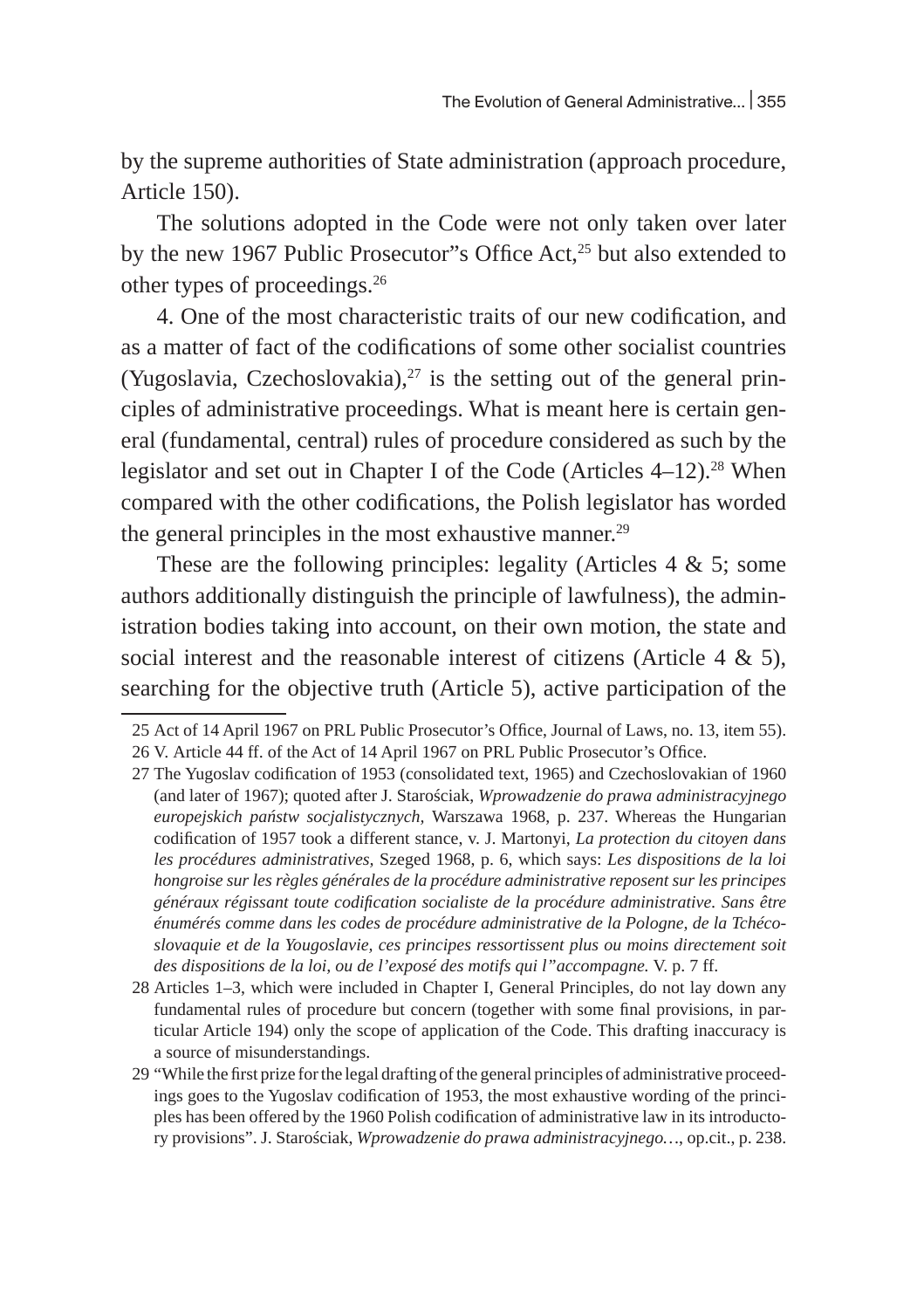by the supreme authorities of State administration (approach procedure, Article 150).

The solutions adopted in the Code were not only taken over later by the new 1967 Public Prosecutor"s Office Act,[25] but also extended to other types of proceedings.[26]

4. One of the most characteristic traits of our new codification, and as a matter of fact of the codifications of some other socialist countries (Yugoslavia, Czechoslovakia),[27] is the setting out of the general principles of administrative proceedings. What is meant here is certain general (fundamental, central) rules of procedure considered as such by the legislator and set out in Chapter I of the Code (Articles 4–12).[28] When compared with the other codifications, the Polish legislator has worded the general principles in the most exhaustive manner.[29]

These are the following principles: legality (Articles 4 & 5; some authors additionally distinguish the principle of lawfulness), the administration bodies taking into account, on their own motion, the state and social interest and the reasonable interest of citizens (Article 4 & 5), searching for the objective truth (Article 5), active participation of the

---

25 Act of 14 April 1967 on PRL Public Prosecutor's Office, Journal of Laws, no. 13, item 55).

26 V. Article 44 ff. of the Act of 14 April 1967 on PRL Public Prosecutor's Office.

27 The Yugoslav codification of 1953 (consolidated text, 1965) and Czechoslovakian of 1960 (and later of 1967); quoted after J. Starościak, *Wprowadzenie do prawa administracyjnego europejskich państw socjalistycznych,* Warszawa 1968, p. 237. Whereas the Hungarian codification of 1957 took a different stance, v. J. Martonyi, *La protection du citoyen dans les procédures administratives,* Szeged 1968, p. 6, which says: *Les dispositions de la loi hongroise sur les règles générales de la procédure administrative reposent sur les principes généraux régissant toute codification socialiste de la procédure administrative. Sans être énumérés comme dans les codes de procédure administrative de la Pologne, de la Tchécoslovaquie et de la Yougoslavie, ces principes ressortissent plus ou moins directement soit des dispositions de la loi, ou de l'exposé des motifs qui l"accompagne.* V. p. 7 ff.

28 Articles 1–3, which were included in Chapter I, General Principles, do not lay down any fundamental rules of procedure but concern (together with some final provisions, in particular Article 194) only the scope of application of the Code. This drafting inaccuracy is a source of misunderstandings.

29 "While the first prize for the legal drafting of the general principles of administrative proceedings goes to the Yugoslav codification of 1953, the most exhaustive wording of the principles has been offered by the 1960 Polish codification of administrative law in its introductory provisions". J. Starościak, *Wprowadzenie do prawa administracyjnego…*, op.cit., p. 238.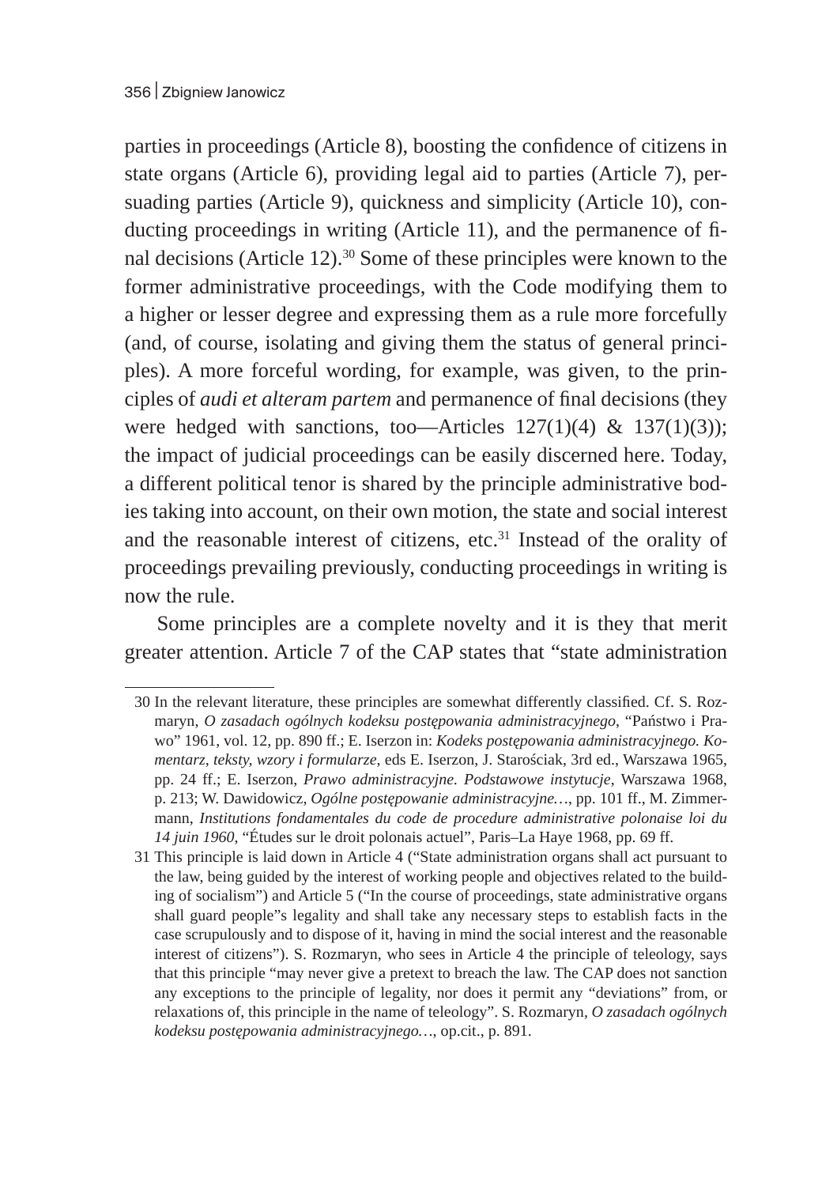parties in proceedings (Article 8), boosting the confidence of citizens in state organs (Article 6), providing legal aid to parties (Article 7), persuading parties (Article 9), quickness and simplicity (Article 10), conducting proceedings in writing (Article 11), and the permanence of final decisions (Article 12).[30] Some of these principles were known to the former administrative proceedings, with the Code modifying them to a higher or lesser degree and expressing them as a rule more forcefully (and, of course, isolating and giving them the status of general principles). A more forceful wording, for example, was given, to the principles of *audi et alteram partem* and permanence of final decisions (they were hedged with sanctions, too—Articles 127(1)(4) & 137(1)(3)); the impact of judicial proceedings can be easily discerned here. Today, a different political tenor is shared by the principle administrative bodies taking into account, on their own motion, the state and social interest and the reasonable interest of citizens, etc.[31] Instead of the orality of proceedings prevailing previously, conducting proceedings in writing is now the rule.

Some principles are a complete novelty and it is they that merit greater attention. Article 7 of the CAP states that "state administration

---

30 In the relevant literature, these principles are somewhat differently classified. Cf. S. Rozmaryn, *O zasadach ogólnych kodeksu postępowania administracyjnego*, "Państwo i Prawo" 1961, vol. 12, pp. 890 ff.; E. Iserzon in: *Kodeks postępowania administracyjnego. Komentarz, teksty, wzory i formularze*, eds E. Iserzon, J. Starościak, 3rd ed., Warszawa 1965, pp. 24 ff.; E. Iserzon, *Prawo administracyjne. Podstawowe instytucje*, Warszawa 1968, p. 213; W. Dawidowicz, *Ogólne postępowanie administracyjne…*, pp. 101 ff., M. Zimmermann, *Institutions fondamentales du code de procedure administrative polonaise loi du 14 juin 1960*, "Études sur le droit polonais actuel", Paris–La Haye 1968, pp. 69 ff.

31 This principle is laid down in Article 4 ("State administration organs shall act pursuant to the law, being guided by the interest of working people and objectives related to the building of socialism") and Article 5 ("In the course of proceedings, state administrative organs shall guard people"s legality and shall take any necessary steps to establish facts in the case scrupulously and to dispose of it, having in mind the social interest and the reasonable interest of citizens"). S. Rozmaryn, who sees in Article 4 the principle of teleology, says that this principle "may never give a pretext to breach the law. The CAP does not sanction any exceptions to the principle of legality, nor does it permit any "deviations" from, or relaxations of, this principle in the name of teleology". S. Rozmaryn, *O zasadach ogólnych kodeksu postępowania administracyjnego…*, op.cit., p. 891.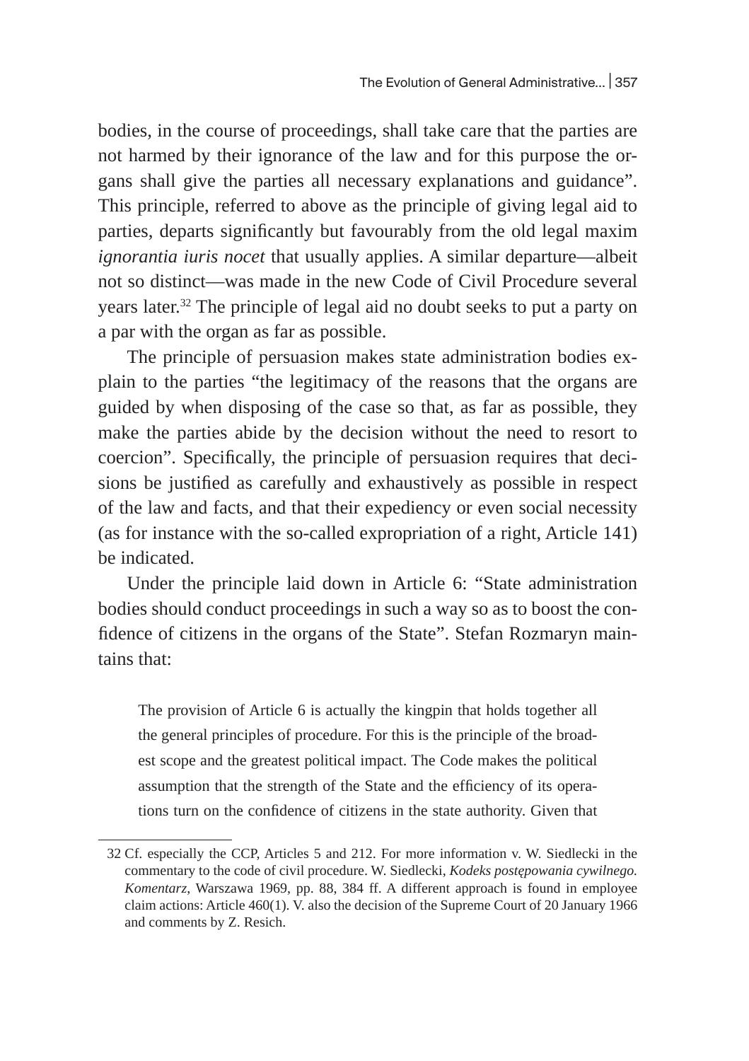bodies, in the course of proceedings, shall take care that the parties are not harmed by their ignorance of the law and for this purpose the organs shall give the parties all necessary explanations and guidance". This principle, referred to above as the principle of giving legal aid to parties, departs significantly but favourably from the old legal maxim *ignorantia iuris nocet* that usually applies. A similar departure—albeit not so distinct—was made in the new Code of Civil Procedure several years later.[32] The principle of legal aid no doubt seeks to put a party on a par with the organ as far as possible.

The principle of persuasion makes state administration bodies explain to the parties "the legitimacy of the reasons that the organs are guided by when disposing of the case so that, as far as possible, they make the parties abide by the decision without the need to resort to coercion". Specifically, the principle of persuasion requires that decisions be justified as carefully and exhaustively as possible in respect of the law and facts, and that their expediency or even social necessity (as for instance with the so-called expropriation of a right, Article 141) be indicated.

Under the principle laid down in Article 6: "State administration bodies should conduct proceedings in such a way so as to boost the confidence of citizens in the organs of the State". Stefan Rozmaryn maintains that:

> The provision of Article 6 is actually the kingpin that holds together all the general principles of procedure. For this is the principle of the broadest scope and the greatest political impact. The Code makes the political assumption that the strength of the State and the efficiency of its operations turn on the confidence of citizens in the state authority. Given that

32 Cf. especially the CCP, Articles 5 and 212. For more information v. W. Siedlecki in the commentary to the code of civil procedure. W. Siedlecki, *Kodeks postępowania cywilnego. Komentarz*, Warszawa 1969, pp. 88, 384 ff. A different approach is found in employee claim actions: Article 460(1). V. also the decision of the Supreme Court of 20 January 1966 and comments by Z. Resich.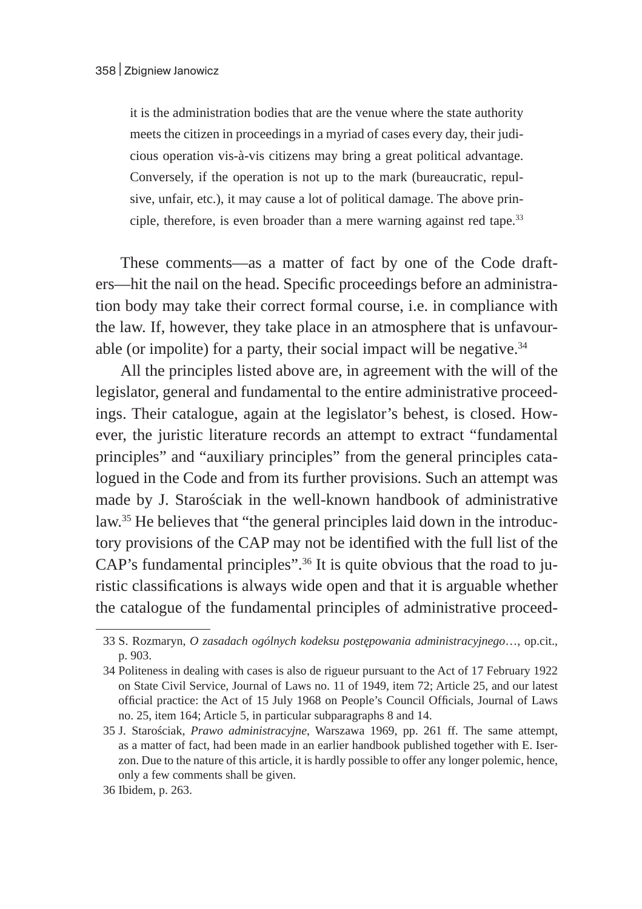> it is the administration bodies that are the venue where the state authority meets the citizen in proceedings in a myriad of cases every day, their judicious operation vis-à-vis citizens may bring a great political advantage. Conversely, if the operation is not up to the mark (bureaucratic, repulsive, unfair, etc.), it may cause a lot of political damage. The above principle, therefore, is even broader than a mere warning against red tape.[33]

These comments—as a matter of fact by one of the Code drafters—hit the nail on the head. Specific proceedings before an administration body may take their correct formal course, i.e. in compliance with the law. If, however, they take place in an atmosphere that is unfavourable (or impolite) for a party, their social impact will be negative.[34]

All the principles listed above are, in agreement with the will of the legislator, general and fundamental to the entire administrative proceedings. Their catalogue, again at the legislator's behest, is closed. However, the juristic literature records an attempt to extract "fundamental principles" and "auxiliary principles" from the general principles catalogued in the Code and from its further provisions. Such an attempt was made by J. Starościak in the well-known handbook of administrative law.[35] He believes that "the general principles laid down in the introductory provisions of the CAP may not be identified with the full list of the CAP's fundamental principles".[36] It is quite obvious that the road to juristic classifications is always wide open and that it is arguable whether the catalogue of the fundamental principles of administrative proceed-

---

33 S. Rozmaryn, *O zasadach ogólnych kodeksu postępowania administracyjnego…*, op.cit., p. 903.

34 Politeness in dealing with cases is also de rigueur pursuant to the Act of 17 February 1922 on State Civil Service, Journal of Laws no. 11 of 1949, item 72; Article 25, and our latest official practice: the Act of 15 July 1968 on People's Council Officials, Journal of Laws no. 25, item 164; Article 5, in particular subparagraphs 8 and 14.

35 J. Starościak, *Prawo administracyjne*, Warszawa 1969, pp. 261 ff. The same attempt, as a matter of fact, had been made in an earlier handbook published together with E. Iserzon. Due to the nature of this article, it is hardly possible to offer any longer polemic, hence, only a few comments shall be given.

36 Ibidem, p. 263.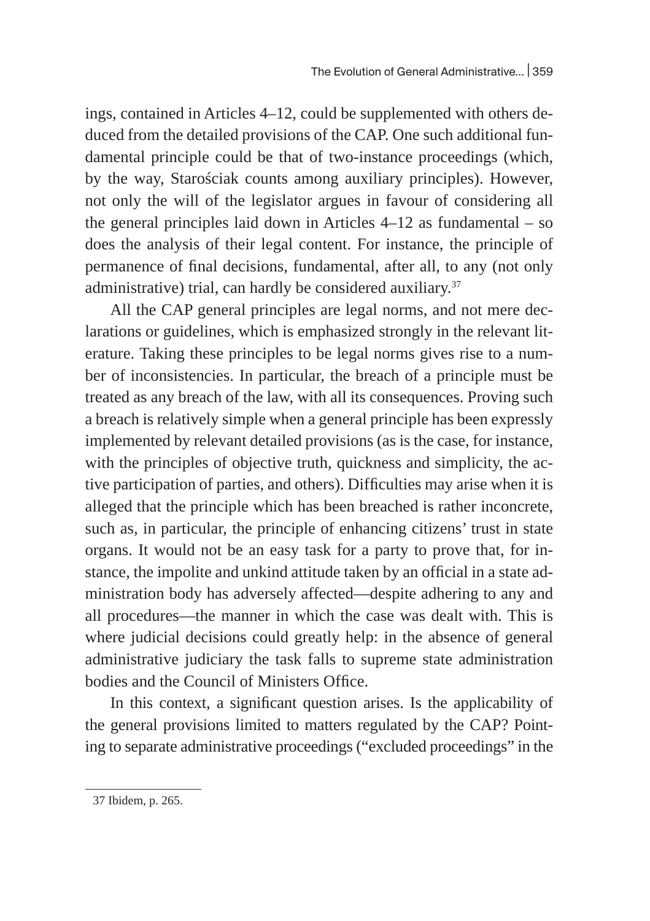ings, contained in Articles 4–12, could be supplemented with others deduced from the detailed provisions of the CAP. One such additional fundamental principle could be that of two-instance proceedings (which, by the way, Starościak counts among auxiliary principles). However, not only the will of the legislator argues in favour of considering all the general principles laid down in Articles 4–12 as fundamental – so does the analysis of their legal content. For instance, the principle of permanence of final decisions, fundamental, after all, to any (not only administrative) trial, can hardly be considered auxiliary.[37]

All the CAP general principles are legal norms, and not mere declarations or guidelines, which is emphasized strongly in the relevant literature. Taking these principles to be legal norms gives rise to a number of inconsistencies. In particular, the breach of a principle must be treated as any breach of the law, with all its consequences. Proving such a breach is relatively simple when a general principle has been expressly implemented by relevant detailed provisions (as is the case, for instance, with the principles of objective truth, quickness and simplicity, the active participation of parties, and others). Difficulties may arise when it is alleged that the principle which has been breached is rather inconcrete, such as, in particular, the principle of enhancing citizens' trust in state organs. It would not be an easy task for a party to prove that, for instance, the impolite and unkind attitude taken by an official in a state administration body has adversely affected—despite adhering to any and all procedures—the manner in which the case was dealt with. This is where judicial decisions could greatly help: in the absence of general administrative judiciary the task falls to supreme state administration bodies and the Council of Ministers Office.

In this context, a significant question arises. Is the applicability of the general provisions limited to matters regulated by the CAP? Pointing to separate administrative proceedings ("excluded proceedings" in the

37 Ibidem, p. 265.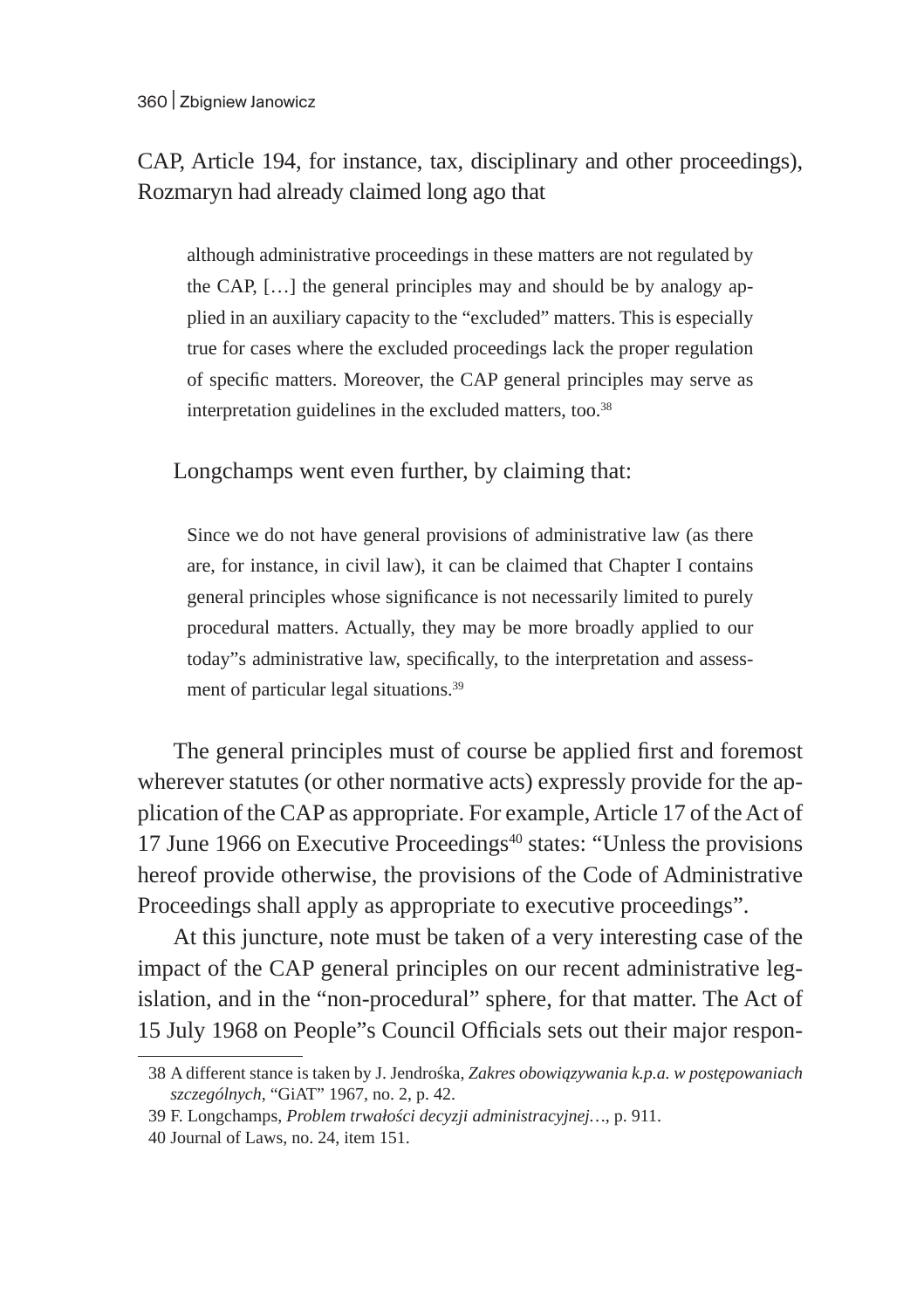CAP, Article 194, for instance, tax, disciplinary and other proceedings), Rozmaryn had already claimed long ago that

> although administrative proceedings in these matters are not regulated by the CAP, […] the general principles may and should be by analogy applied in an auxiliary capacity to the "excluded" matters. This is especially true for cases where the excluded proceedings lack the proper regulation of specific matters. Moreover, the CAP general principles may serve as interpretation guidelines in the excluded matters, too.[38]

Longchamps went even further, by claiming that:

> Since we do not have general provisions of administrative law (as there are, for instance, in civil law), it can be claimed that Chapter I contains general principles whose significance is not necessarily limited to purely procedural matters. Actually, they may be more broadly applied to our today"s administrative law, specifically, to the interpretation and assessment of particular legal situations.[39]

The general principles must of course be applied first and foremost wherever statutes (or other normative acts) expressly provide for the application of the CAP as appropriate. For example, Article 17 of the Act of 17 June 1966 on Executive Proceedings[40] states: "Unless the provisions hereof provide otherwise, the provisions of the Code of Administrative Proceedings shall apply as appropriate to executive proceedings".

At this juncture, note must be taken of a very interesting case of the impact of the CAP general principles on our recent administrative legislation, and in the "non-procedural" sphere, for that matter. The Act of 15 July 1968 on People"s Council Officials sets out their major respon-

---

38 A different stance is taken by J. Jendrośka, *Zakres obowiązywania k.p.a. w postępowaniach szczególnych*, "GiAT" 1967, no. 2, p. 42.

39 F. Longchamps, *Problem trwałości decyzji administracyjnej…*, p. 911.

40 Journal of Laws, no. 24, item 151.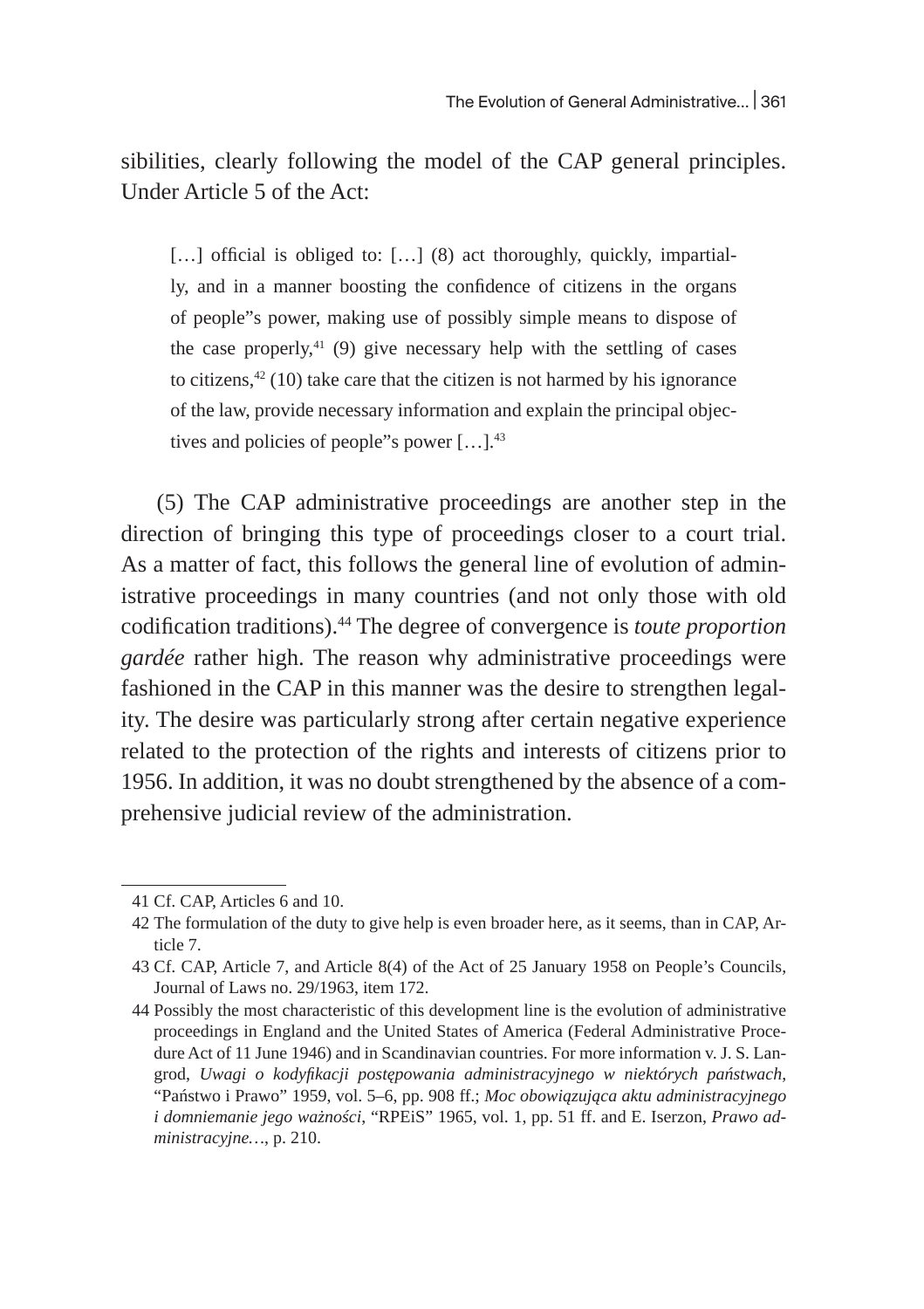sibilities, clearly following the model of the CAP general principles. Under Article 5 of the Act:

> […] official is obliged to: […] (8) act thoroughly, quickly, impartially, and in a manner boosting the confidence of citizens in the organs of people"s power, making use of possibly simple means to dispose of the case properly,[41] (9) give necessary help with the settling of cases to citizens,[42] (10) take care that the citizen is not harmed by his ignorance of the law, provide necessary information and explain the principal objectives and policies of people"s power […].[43]

(5) The CAP administrative proceedings are another step in the direction of bringing this type of proceedings closer to a court trial. As a matter of fact, this follows the general line of evolution of administrative proceedings in many countries (and not only those with old codification traditions).[44] The degree of convergence is *toute proportion gardée* rather high. The reason why administrative proceedings were fashioned in the CAP in this manner was the desire to strengthen legality. The desire was particularly strong after certain negative experience related to the protection of the rights and interests of citizens prior to 1956. In addition, it was no doubt strengthened by the absence of a comprehensive judicial review of the administration.

---

41 Cf. CAP, Articles 6 and 10.

42 The formulation of the duty to give help is even broader here, as it seems, than in CAP, Article 7.

43 Cf. CAP, Article 7, and Article 8(4) of the Act of 25 January 1958 on People's Councils, Journal of Laws no. 29/1963, item 172.

44 Possibly the most characteristic of this development line is the evolution of administrative proceedings in England and the United States of America (Federal Administrative Procedure Act of 11 June 1946) and in Scandinavian countries. For more information v. J. S. Langrod, *Uwagi o kodyfikacji postępowania administracyjnego w niektórych państwach*, "Państwo i Prawo" 1959, vol. 5–6, pp. 908 ff.; *Moc obowiązująca aktu administracyjnego i domniemanie jego ważności*, "RPEiS" 1965, vol. 1, pp. 51 ff. and E. Iserzon, *Prawo administracyjne…*, p. 210.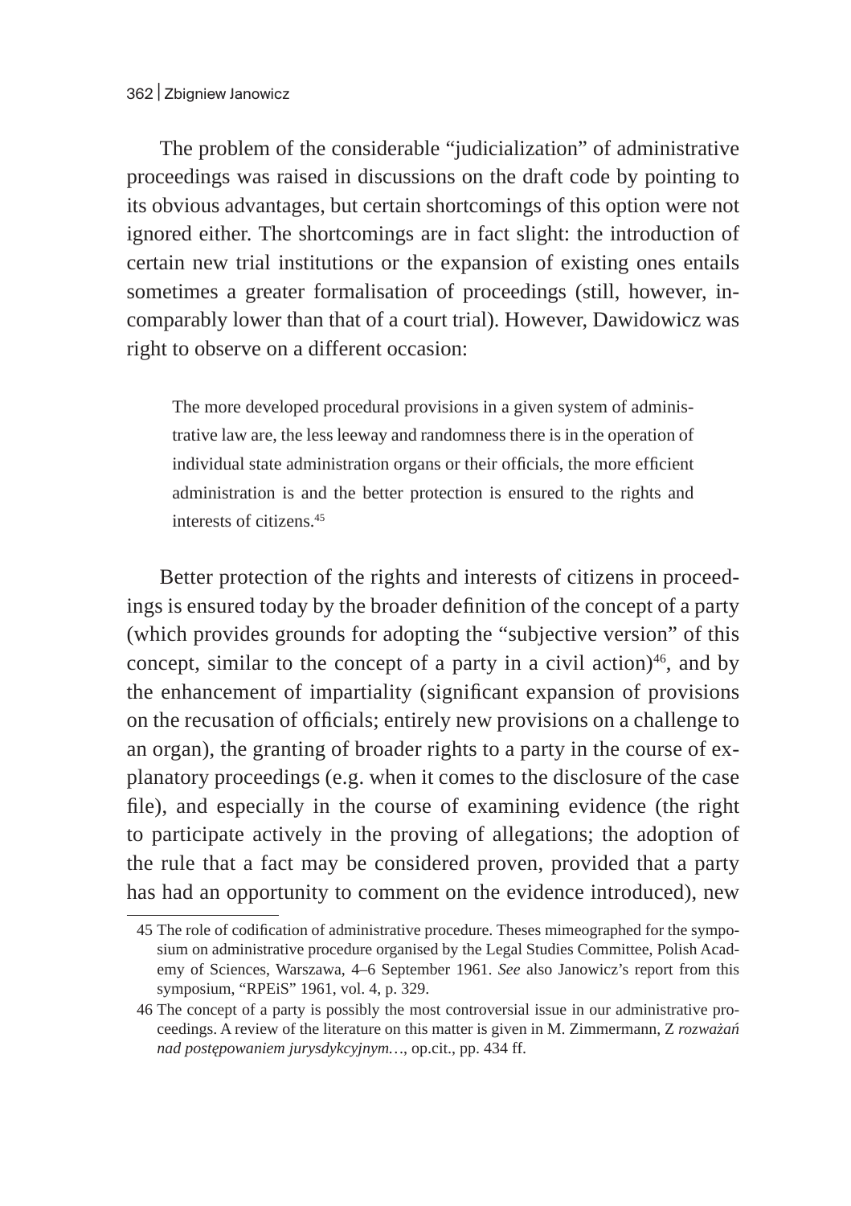The problem of the considerable "judicialization" of administrative proceedings was raised in discussions on the draft code by pointing to its obvious advantages, but certain shortcomings of this option were not ignored either. The shortcomings are in fact slight: the introduction of certain new trial institutions or the expansion of existing ones entails sometimes a greater formalisation of proceedings (still, however, incomparably lower than that of a court trial). However, Dawidowicz was right to observe on a different occasion:

> The more developed procedural provisions in a given system of administrative law are, the less leeway and randomness there is in the operation of individual state administration organs or their officials, the more efficient administration is and the better protection is ensured to the rights and interests of citizens.[45]

Better protection of the rights and interests of citizens in proceedings is ensured today by the broader definition of the concept of a party (which provides grounds for adopting the "subjective version" of this concept, similar to the concept of a party in a civil action)[46], and by the enhancement of impartiality (significant expansion of provisions on the recusation of officials; entirely new provisions on a challenge to an organ), the granting of broader rights to a party in the course of explanatory proceedings (e.g. when it comes to the disclosure of the case file), and especially in the course of examining evidence (the right to participate actively in the proving of allegations; the adoption of the rule that a fact may be considered proven, provided that a party has had an opportunity to comment on the evidence introduced), new

---

45 The role of codification of administrative procedure. Theses mimeographed for the symposium on administrative procedure organised by the Legal Studies Committee, Polish Academy of Sciences, Warszawa, 4–6 September 1961. *See* also Janowicz's report from this symposium, "RPEiS" 1961, vol. 4, p. 329.

46 The concept of a party is possibly the most controversial issue in our administrative proceedings. A review of the literature on this matter is given in M. Zimmermann, Z *rozważań nad postępowaniem jurysdykcyjnym…*, op.cit., pp. 434 ff.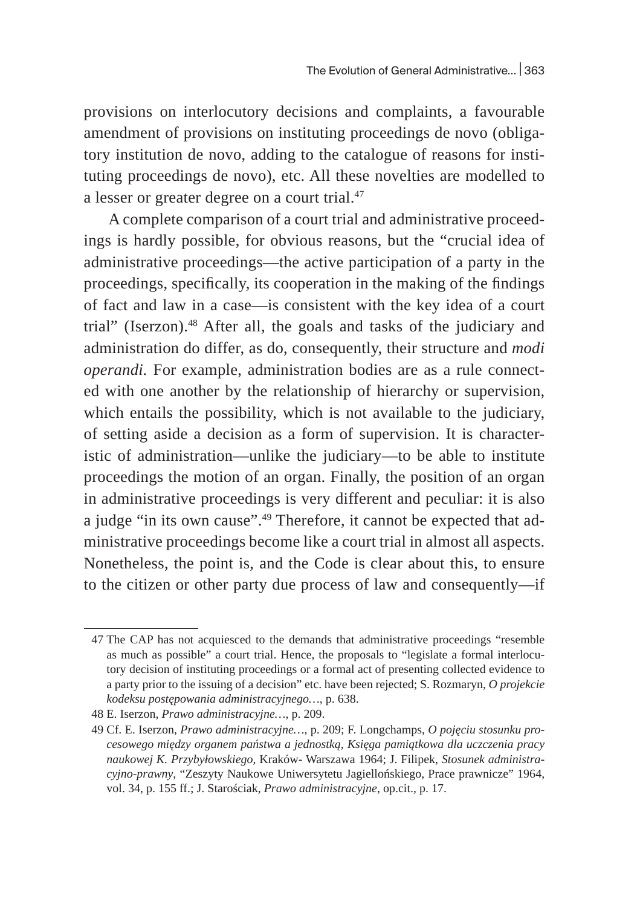provisions on interlocutory decisions and complaints, a favourable amendment of provisions on instituting proceedings de novo (obligatory institution de novo, adding to the catalogue of reasons for instituting proceedings de novo), etc. All these novelties are modelled to a lesser or greater degree on a court trial.[47]

A complete comparison of a court trial and administrative proceedings is hardly possible, for obvious reasons, but the "crucial idea of administrative proceedings—the active participation of a party in the proceedings, specifically, its cooperation in the making of the findings of fact and law in a case—is consistent with the key idea of a court trial" (Iserzon).[48] After all, the goals and tasks of the judiciary and administration do differ, as do, consequently, their structure and *modi operandi*. For example, administration bodies are as a rule connected with one another by the relationship of hierarchy or supervision, which entails the possibility, which is not available to the judiciary, of setting aside a decision as a form of supervision. It is characteristic of administration—unlike the judiciary—to be able to institute proceedings the motion of an organ. Finally, the position of an organ in administrative proceedings is very different and peculiar: it is also a judge "in its own cause".[49] Therefore, it cannot be expected that administrative proceedings become like a court trial in almost all aspects. Nonetheless, the point is, and the Code is clear about this, to ensure to the citizen or other party due process of law and consequently—if

---

47 The CAP has not acquiesced to the demands that administrative proceedings "resemble as much as possible" a court trial. Hence, the proposals to "legislate a formal interlocutory decision of instituting proceedings or a formal act of presenting collected evidence to a party prior to the issuing of a decision" etc. have been rejected; S. Rozmaryn, *O projekcie kodeksu postępowania administracyjnego…*, p. 638.

48 E. Iserzon, *Prawo administracyjne…*, p. 209.

49 Cf. E. Iserzon, *Prawo administracyjne…*, p. 209; F. Longchamps, *O pojęciu stosunku procesowego między organem państwa a jednostką*, *Księga pamiątkowa dla uczczenia pracy naukowej K. Przybyłowskiego*, Kraków- Warszawa 1964; J. Filipek, *Stosunek administracyjno-prawny*, "Zeszyty Naukowe Uniwersytetu Jagiellońskiego, Prace prawnicze" 1964, vol. 34, p. 155 ff.; J. Starościak, *Prawo administracyjne*, op.cit., p. 17.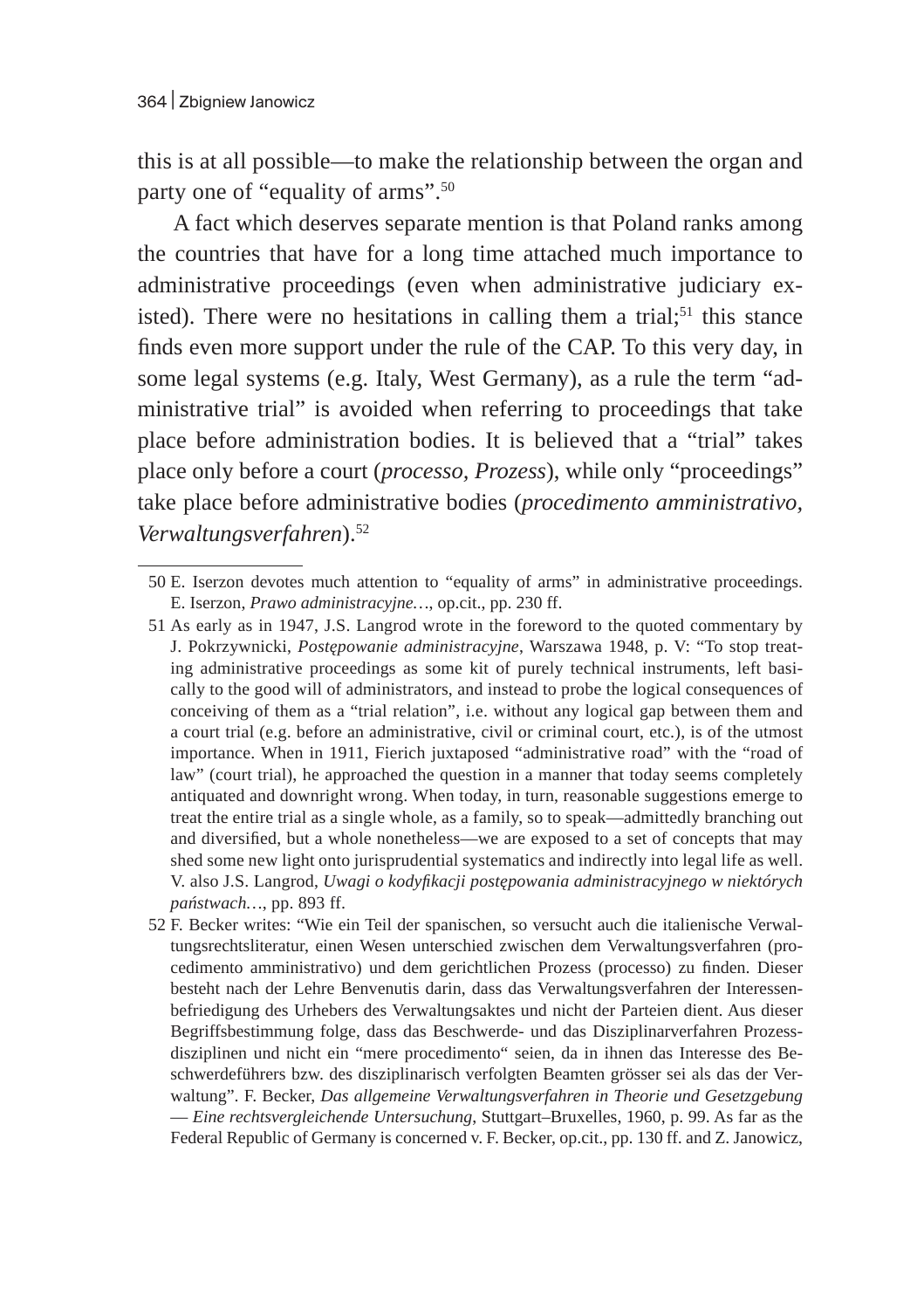this is at all possible—to make the relationship between the organ and party one of "equality of arms".[50]

A fact which deserves separate mention is that Poland ranks among the countries that have for a long time attached much importance to administrative proceedings (even when administrative judiciary existed). There were no hesitations in calling them a trial;[51] this stance finds even more support under the rule of the CAP. To this very day, in some legal systems (e.g. Italy, West Germany), as a rule the term "administrative trial" is avoided when referring to proceedings that take place before administration bodies. It is believed that a "trial" takes place only before a court (*processo*, *Prozess*), while only "proceedings" take place before administrative bodies (*procedimento amministrativo*, *Verwaltungsverfahren*).[52]

---

50 E. Iserzon devotes much attention to "equality of arms" in administrative proceedings. E. Iserzon, *Prawo administracyjne…*, op.cit., pp. 230 ff.

51 As early as in 1947, J.S. Langrod wrote in the foreword to the quoted commentary by J. Pokrzywnicki, *Postępowanie administracyjne*, Warszawa 1948, p. V: "To stop treating administrative proceedings as some kit of purely technical instruments, left basically to the good will of administrators, and instead to probe the logical consequences of conceiving of them as a "trial relation", i.e. without any logical gap between them and a court trial (e.g. before an administrative, civil or criminal court, etc.), is of the utmost importance. When in 1911, Fierich juxtaposed "administrative road" with the "road of law" (court trial), he approached the question in a manner that today seems completely antiquated and downright wrong. When today, in turn, reasonable suggestions emerge to treat the entire trial as a single whole, as a family, so to speak—admittedly branching out and diversified, but a whole nonetheless—we are exposed to a set of concepts that may shed some new light onto jurisprudential systematics and indirectly into legal life as well. V. also J.S. Langrod, *Uwagi o kodyfikacji postępowania administracyjnego w niektórych państwach…*, pp. 893 ff.

52 F. Becker writes: "Wie ein Teil der spanischen, so versucht auch die italienische Verwaltungsrechtsliteratur, einen Wesen unterschied zwischen dem Verwaltungsverfahren (procedimento amministrativo) und dem gerichtlichen Prozess (processo) zu finden. Dieser besteht nach der Lehre Benvenutis darin, dass das Verwaltungsverfahren der Interessenbefriedigung des Urhebers des Verwaltungsaktes und nicht der Parteien dient. Aus dieser Begriffsbestimmung folge, dass das Beschwerde- und das Disziplinarverfahren Prozessdisziplinen und nicht ein "mere procedimento" seien, da in ihnen das Interesse des Beschwerdeführers bzw. des disziplinarisch verfolgten Beamten grösser sei als das der Verwaltung". F. Becker, *Das allgemeine Verwaltungsverfahren in Theorie und Gesetzgebung — Eine rechtsvergleichende Untersuchung*, Stuttgart–Bruxelles, 1960, p. 99. As far as the Federal Republic of Germany is concerned v. F. Becker, op.cit., pp. 130 ff. and Z. Janowicz,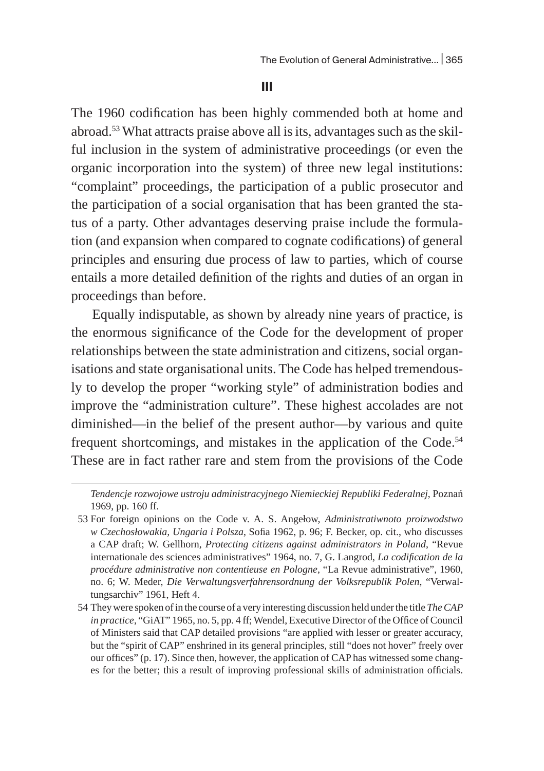## III

The 1960 codification has been highly commended both at home and abroad.[53] What attracts praise above all is its, advantages such as the skilful inclusion in the system of administrative proceedings (or even the organic incorporation into the system) of three new legal institutions: "complaint" proceedings, the participation of a public prosecutor and the participation of a social organisation that has been granted the status of a party. Other advantages deserving praise include the formulation (and expansion when compared to cognate codifications) of general principles and ensuring due process of law to parties, which of course entails a more detailed definition of the rights and duties of an organ in proceedings than before.

Equally indisputable, as shown by already nine years of practice, is the enormous significance of the Code for the development of proper relationships between the state administration and citizens, social organisations and state organisational units. The Code has helped tremendously to develop the proper "working style" of administration bodies and improve the "administration culture". These highest accolades are not diminished—in the belief of the present author—by various and quite frequent shortcomings, and mistakes in the application of the Code.[54] These are in fact rather rare and stem from the provisions of the Code

---

*Tendencje rozwojowe ustroju administracyjnego Niemieckiej Republiki Federalnej*, Poznań 1969, pp. 160 ff.

53 For foreign opinions on the Code v. A. S. Angełow, *Administratiwnoto proizwodstwo w Czechosłowakia, Ungaria i Polsza*, Sofia 1962, p. 96; F. Becker, op. cit., who discusses a CAP draft; W. Gellhorn, *Protecting citizens against administrators in Poland*, "Revue internationale des sciences administratives" 1964, no. 7, G. Langrod, *La codification de la procédure administrative non contentieuse en Pologne*, "La Revue administrative", 1960, no. 6; W. Meder, *Die Verwaltungsverfahrensordnung der Volksrepublik Polen*, "Verwaltungsarchiv" 1961, Heft 4.

54 They were spoken of in the course of a very interesting discussion held under the title *The CAP in practice*, "GiAT" 1965, no. 5, pp. 4 ff; Wendel, Executive Director of the Office of Council of Ministers said that CAP detailed provisions "are applied with lesser or greater accuracy, but the "spirit of CAP" enshrined in its general principles, still "does not hover" freely over our offices" (p. 17). Since then, however, the application of CAP has witnessed some changes for the better; this a result of improving professional skills of administration officials.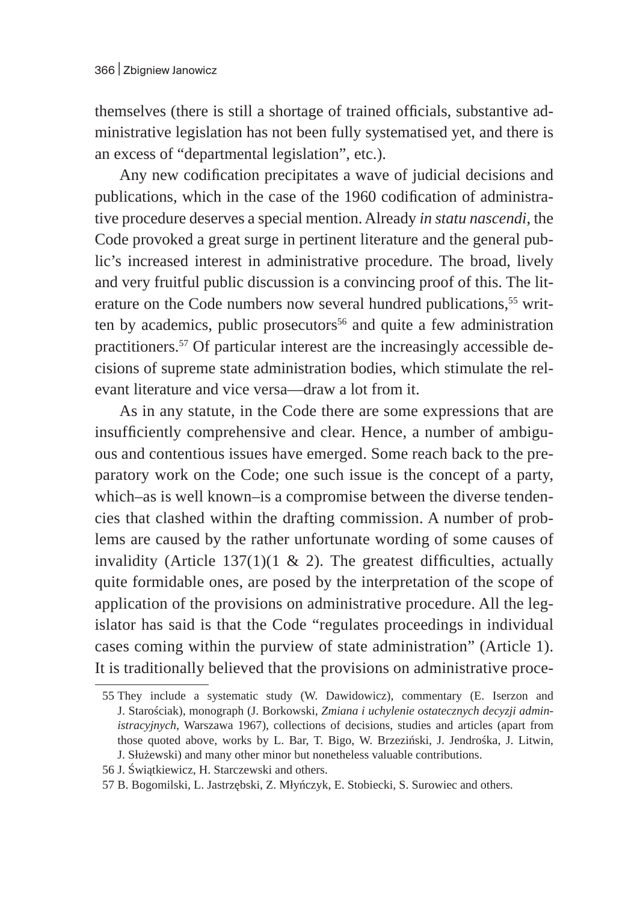themselves (there is still a shortage of trained officials, substantive administrative legislation has not been fully systematised yet, and there is an excess of "departmental legislation", etc.).

Any new codification precipitates a wave of judicial decisions and publications, which in the case of the 1960 codification of administrative procedure deserves a special mention. Already *in statu nascendi*, the Code provoked a great surge in pertinent literature and the general public's increased interest in administrative procedure. The broad, lively and very fruitful public discussion is a convincing proof of this. The literature on the Code numbers now several hundred publications,[55] written by academics, public prosecutors[56] and quite a few administration practitioners.[57] Of particular interest are the increasingly accessible decisions of supreme state administration bodies, which stimulate the relevant literature and vice versa—draw a lot from it.

As in any statute, in the Code there are some expressions that are insufficiently comprehensive and clear. Hence, a number of ambiguous and contentious issues have emerged. Some reach back to the preparatory work on the Code; one such issue is the concept of a party, which–as is well known–is a compromise between the diverse tendencies that clashed within the drafting commission. A number of problems are caused by the rather unfortunate wording of some causes of invalidity (Article 137(1)(1 & 2). The greatest difficulties, actually quite formidable ones, are posed by the interpretation of the scope of application of the provisions on administrative procedure. All the legislator has said is that the Code "regulates proceedings in individual cases coming within the purview of state administration" (Article 1). It is traditionally believed that the provisions on administrative proce-

---

55 They include a systematic study (W. Dawidowicz), commentary (E. Iserzon and J. Starościak), monograph (J. Borkowski, *Zmiana i uchylenie ostatecznych decyzji administracyjnych*, Warszawa 1967), collections of decisions, studies and articles (apart from those quoted above, works by L. Bar, T. Bigo, W. Brzeziński, J. Jendrośka, J. Litwin, J. Służewski) and many other minor but nonetheless valuable contributions.

56 J. Świątkiewicz, H. Starczewski and others.

57 B. Bogomilski, L. Jastrzębski, Z. Młyńczyk, E. Stobiecki, S. Surowiec and others.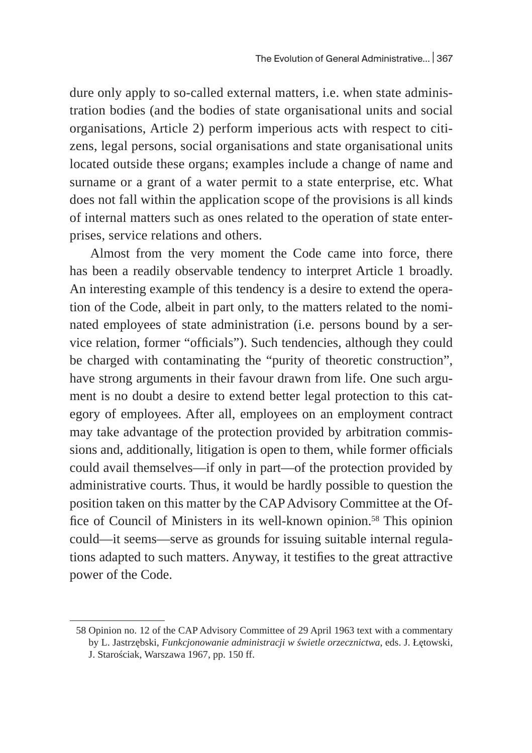dure only apply to so-called external matters, i.e. when state administration bodies (and the bodies of state organisational units and social organisations, Article 2) perform imperious acts with respect to citizens, legal persons, social organisations and state organisational units located outside these organs; examples include a change of name and surname or a grant of a water permit to a state enterprise, etc. What does not fall within the application scope of the provisions is all kinds of internal matters such as ones related to the operation of state enterprises, service relations and others.

Almost from the very moment the Code came into force, there has been a readily observable tendency to interpret Article 1 broadly. An interesting example of this tendency is a desire to extend the operation of the Code, albeit in part only, to the matters related to the nominated employees of state administration (i.e. persons bound by a service relation, former "officials"). Such tendencies, although they could be charged with contaminating the "purity of theoretic construction", have strong arguments in their favour drawn from life. One such argument is no doubt a desire to extend better legal protection to this category of employees. After all, employees on an employment contract may take advantage of the protection provided by arbitration commissions and, additionally, litigation is open to them, while former officials could avail themselves—if only in part—of the protection provided by administrative courts. Thus, it would be hardly possible to question the position taken on this matter by the CAP Advisory Committee at the Office of Council of Ministers in its well-known opinion.[58] This opinion could—it seems—serve as grounds for issuing suitable internal regulations adapted to such matters. Anyway, it testifies to the great attractive power of the Code.

58 Opinion no. 12 of the CAP Advisory Committee of 29 April 1963 text with a commentary by L. Jastrzębski, *Funkcjonowanie administracji w świetle orzecznictwa*, eds. J. Łętowski, J. Starościak, Warszawa 1967, pp. 150 ff.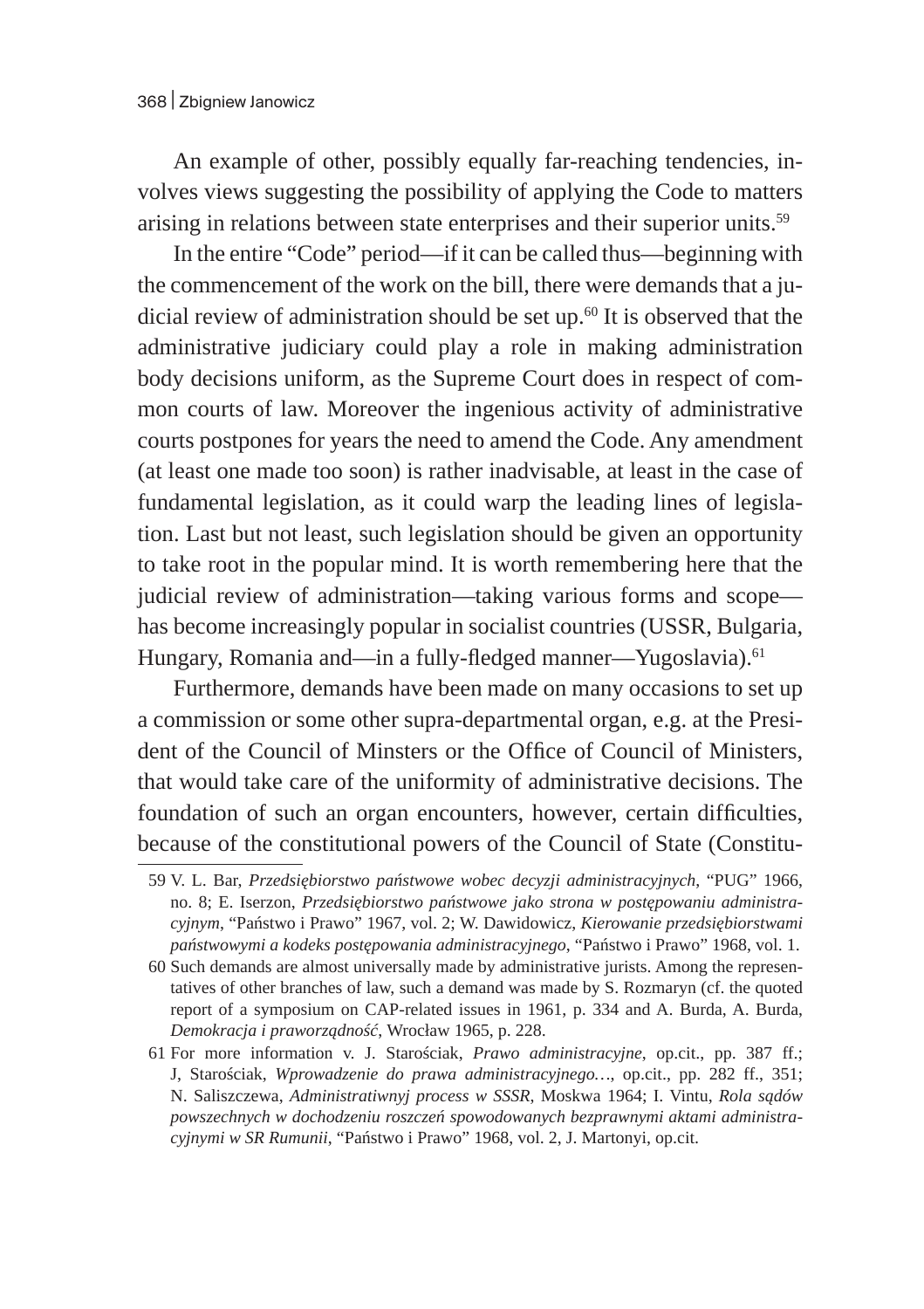An example of other, possibly equally far-reaching tendencies, involves views suggesting the possibility of applying the Code to matters arising in relations between state enterprises and their superior units.[59]

In the entire "Code" period—if it can be called thus—beginning with the commencement of the work on the bill, there were demands that a judicial review of administration should be set up.[60] It is observed that the administrative judiciary could play a role in making administration body decisions uniform, as the Supreme Court does in respect of common courts of law. Moreover the ingenious activity of administrative courts postpones for years the need to amend the Code. Any amendment (at least one made too soon) is rather inadvisable, at least in the case of fundamental legislation, as it could warp the leading lines of legislation. Last but not least, such legislation should be given an opportunity to take root in the popular mind. It is worth remembering here that the judicial review of administration—taking various forms and scope—has become increasingly popular in socialist countries (USSR, Bulgaria, Hungary, Romania and—in a fully-fledged manner—Yugoslavia).[61]

Furthermore, demands have been made on many occasions to set up a commission or some other supra-departmental organ, e.g. at the President of the Council of Minsters or the Office of Council of Ministers, that would take care of the uniformity of administrative decisions. The foundation of such an organ encounters, however, certain difficulties, because of the constitutional powers of the Council of State (Constitu-

---

59 V. L. Bar, *Przedsiębiorstwo państwowe wobec decyzji administracyjnych*, "PUG" 1966, no. 8; E. Iserzon, *Przedsiębiorstwo państwowe jako strona w postępowaniu administracyjnym*, "Państwo i Prawo" 1967, vol. 2; W. Dawidowicz, *Kierowanie przedsiębiorstwami państwowymi a kodeks postępowania administracyjnego*, "Państwo i Prawo" 1968, vol. 1.

60 Such demands are almost universally made by administrative jurists. Among the representatives of other branches of law, such a demand was made by S. Rozmaryn (cf. the quoted report of a symposium on CAP-related issues in 1961, p. 334 and A. Burda, A. Burda, *Demokracja i praworządność*, Wrocław 1965, p. 228.

61 For more information v. J. Starościak, *Prawo administracyjne*, op.cit., pp. 387 ff.; J, Starościak, *Wprowadzenie do prawa administracyjnego…*, op.cit., pp. 282 ff., 351; N. Saliszczewa, *Administratiwnyj process w SSSR*, Moskwa 1964; I. Vintu, *Rola sądów powszechnych w dochodzeniu roszczeń spowodowanych bezprawnymi aktami administracyjnymi w SR Rumunii*, "Państwo i Prawo" 1968, vol. 2, J. Martonyi, op.cit.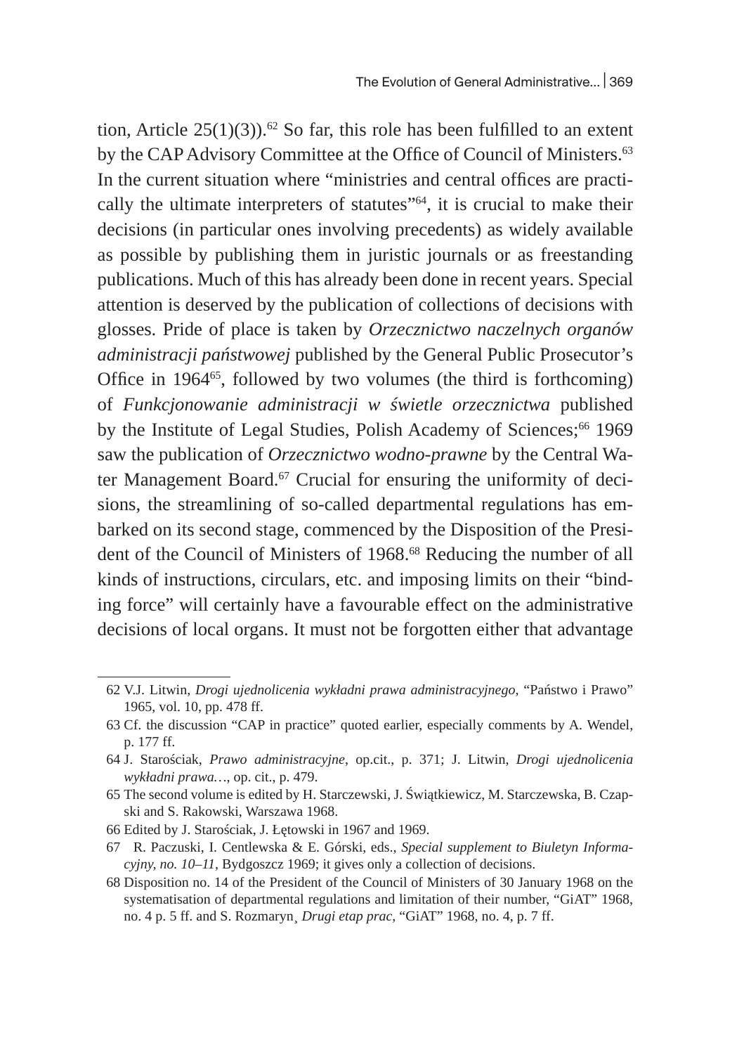tion, Article 25(1)(3)).[62] So far, this role has been fulfilled to an extent by the CAP Advisory Committee at the Office of Council of Ministers.[63] In the current situation where "ministries and central offices are practically the ultimate interpreters of statutes"[64], it is crucial to make their decisions (in particular ones involving precedents) as widely available as possible by publishing them in juristic journals or as freestanding publications. Much of this has already been done in recent years. Special attention is deserved by the publication of collections of decisions with glosses. Pride of place is taken by *Orzecznictwo naczelnych organów administracji państwowej* published by the General Public Prosecutor's Office in 1964[65], followed by two volumes (the third is forthcoming) of *Funkcjonowanie administracji w świetle orzecznictwa* published by the Institute of Legal Studies, Polish Academy of Sciences;[66] 1969 saw the publication of *Orzecznictwo wodno-prawne* by the Central Water Management Board.[67] Crucial for ensuring the uniformity of decisions, the streamlining of so-called departmental regulations has embarked on its second stage, commenced by the Disposition of the President of the Council of Ministers of 1968.[68] Reducing the number of all kinds of instructions, circulars, etc. and imposing limits on their "binding force" will certainly have a favourable effect on the administrative decisions of local organs. It must not be forgotten either that advantage

62 V.J. Litwin, *Drogi ujednolicenia wykładni prawa administracyjnego*, "Państwo i Prawo" 1965, vol. 10, pp. 478 ff.

63 Cf. the discussion "CAP in practice" quoted earlier, especially comments by A. Wendel, p. 177 ff.

64 J. Starościak, *Prawo administracyjne*, op.cit., p. 371; J. Litwin, *Drogi ujednolicenia wykładni prawa…*, op. cit., p. 479.

65 The second volume is edited by H. Starczewski, J. Świątkiewicz, M. Starczewska, B. Czapski and S. Rakowski, Warszawa 1968.

66 Edited by J. Starościak, J. Łętowski in 1967 and 1969.

67 R. Paczuski, I. Centlewska & E. Górski, eds., *Special supplement to Biuletyn Informacyjny, no. 10–11*, Bydgoszcz 1969; it gives only a collection of decisions.

68 Disposition no. 14 of the President of the Council of Ministers of 30 January 1968 on the systematisation of departmental regulations and limitation of their number, "GiAT" 1968, no. 4 p. 5 ff. and S. Rozmaryn¸ *Drugi etap prac*, "GiAT" 1968, no. 4, p. 7 ff.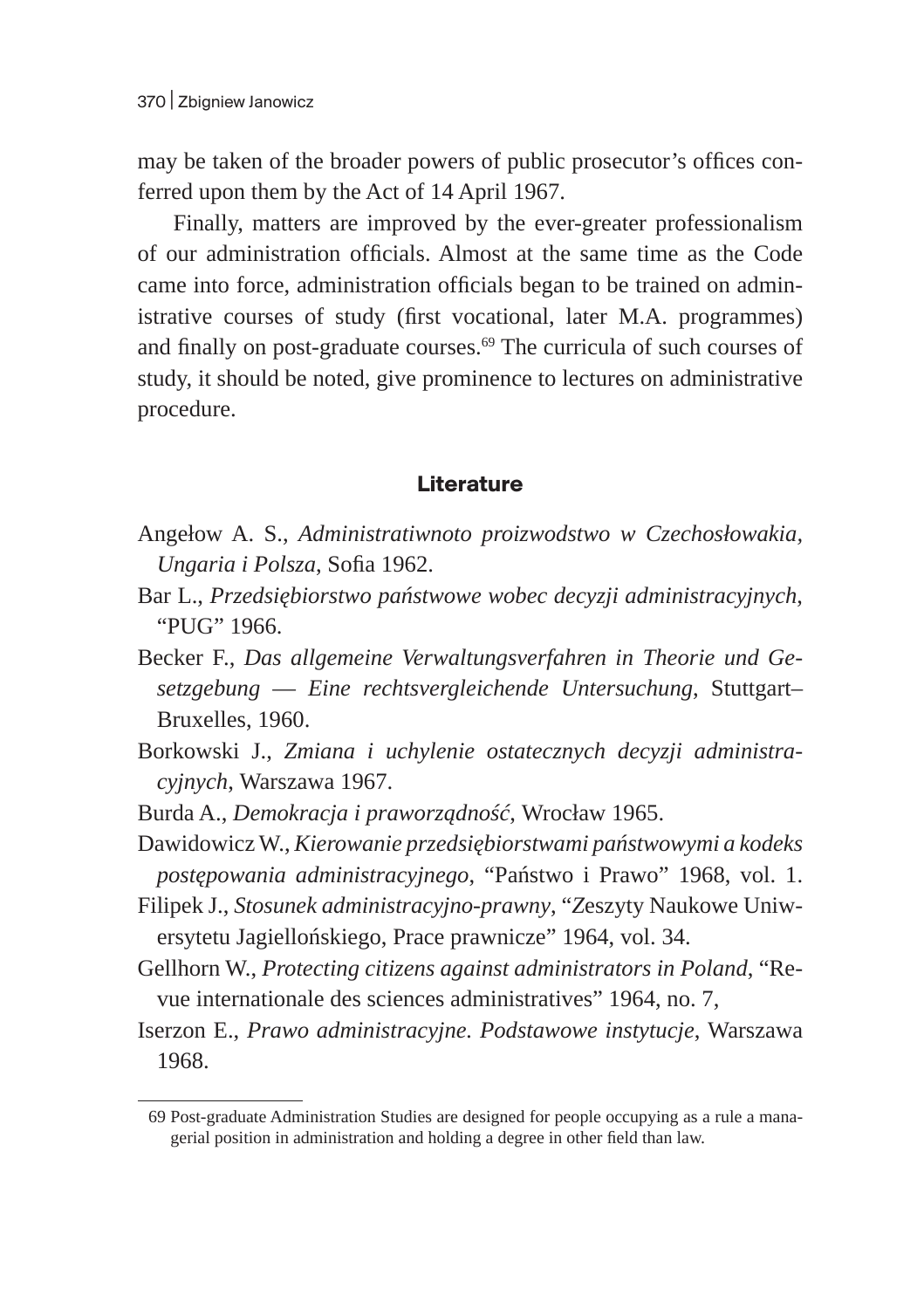may be taken of the broader powers of public prosecutor's offices conferred upon them by the Act of 14 April 1967.

Finally, matters are improved by the ever-greater professionalism of our administration officials. Almost at the same time as the Code came into force, administration officials began to be trained on administrative courses of study (first vocational, later M.A. programmes) and finally on post-graduate courses.[69] The curricula of such courses of study, it should be noted, give prominence to lectures on administrative procedure.

## Literature

Angełow A. S., *Administratiwnoto proizwodstwo w Czechosłowakia, Ungaria i Polsza*, Sofia 1962.

Bar L., *Przedsiębiorstwo państwowe wobec decyzji administracyjnych*, "PUG" 1966.

Becker F., *Das allgemeine Verwaltungsverfahren in Theorie und Gesetzgebung — Eine rechtsvergleichende Untersuchung*, Stuttgart–Bruxelles, 1960.

Borkowski J., *Zmiana i uchylenie ostatecznych decyzji administracyjnych*, Warszawa 1967.

Burda A., *Demokracja i praworządność*, Wrocław 1965.

Dawidowicz W., *Kierowanie przedsiębiorstwami państwowymi a kodeks postępowania administracyjnego*, "Państwo i Prawo" 1968, vol. 1.

Filipek J., *Stosunek administracyjno-prawny*, "Zeszyty Naukowe Uniwersytetu Jagiellońskiego, Prace prawnicze" 1964, vol. 34.

Gellhorn W., *Protecting citizens against administrators in Poland*, "Revue internationale des sciences administratives" 1964, no. 7,

Iserzon E., *Prawo administracyjne. Podstawowe instytucje*, Warszawa 1968.

---

69 Post-graduate Administration Studies are designed for people occupying as a rule a managerial position in administration and holding a degree in other field than law.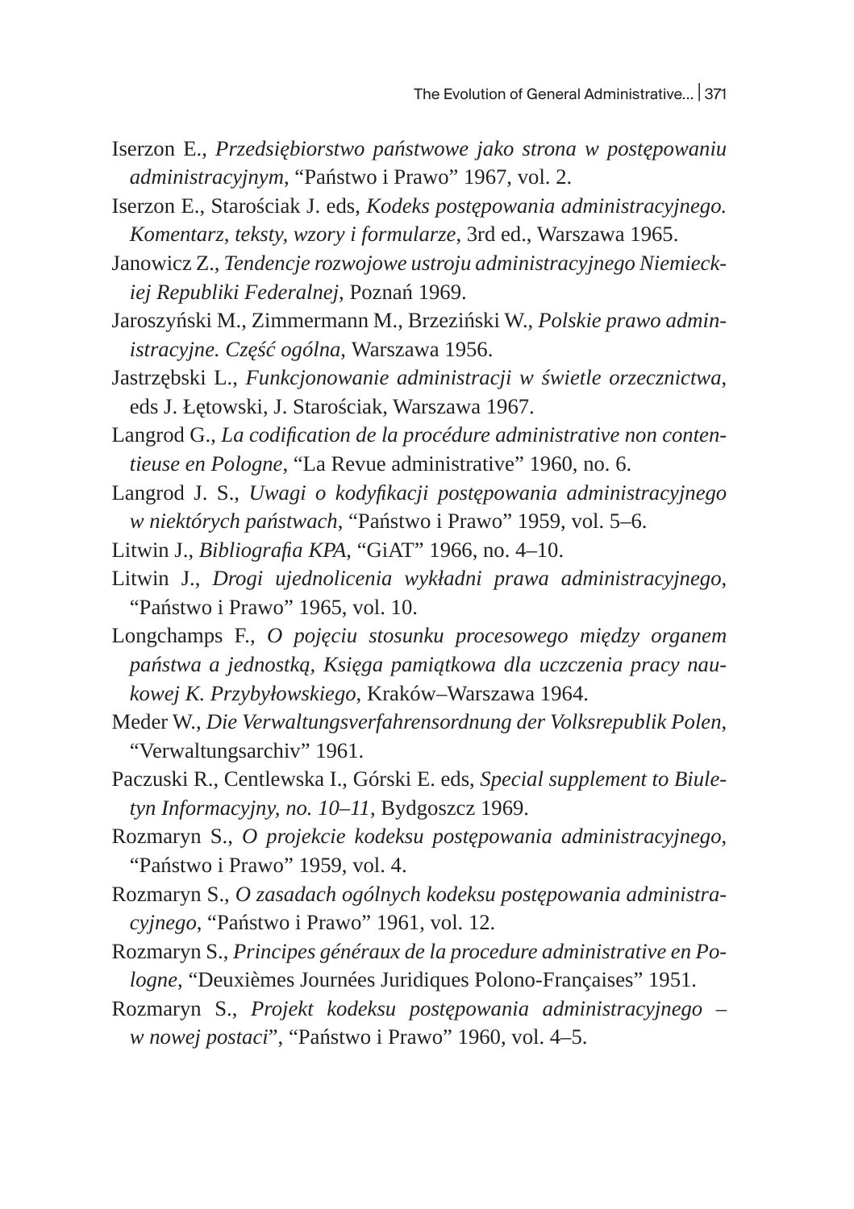Iserzon E., *Przedsiębiorstwo państwowe jako strona w postępowaniu administracyjnym*, "Państwo i Prawo" 1967, vol. 2.

Iserzon E., Starościak J. eds, *Kodeks postępowania administracyjnego. Komentarz, teksty, wzory i formularze*, 3rd ed., Warszawa 1965.

Janowicz Z., *Tendencje rozwojowe ustroju administracyjnego Niemieckiej Republiki Federalnej*, Poznań 1969.

Jaroszyński M., Zimmermann M., Brzeziński W., *Polskie prawo administracyjne. Część ogólna*, Warszawa 1956.

Jastrzębski L., *Funkcjonowanie administracji w świetle orzecznictwa*, eds J. Łętowski, J. Starościak, Warszawa 1967.

Langrod G., *La codification de la procédure administrative non contentieuse en Pologne*, "La Revue administrative" 1960, no. 6.

Langrod J. S., *Uwagi o kodyfikacji postępowania administracyjnego w niektórych państwach*, "Państwo i Prawo" 1959, vol. 5–6.

Litwin J., *Bibliografia KPA*, "GiAT" 1966, no. 4–10.

Litwin J., *Drogi ujednolicenia wykładni prawa administracyjnego*, "Państwo i Prawo" 1965, vol. 10.

Longchamps F., *O pojęciu stosunku procesowego między organem państwa a jednostką, Księga pamiątkowa dla uczczenia pracy naukowej K. Przybyłowskiego*, Kraków–Warszawa 1964.

Meder W., *Die Verwaltungsverfahrensordnung der Volksrepublik Polen*, "Verwaltungsarchiv" 1961.

Paczuski R., Centlewska I., Górski E. eds, *Special supplement to Biuletyn Informacyjny, no. 10–11*, Bydgoszcz 1969.

Rozmaryn S., *O projekcie kodeksu postępowania administracyjnego*, "Państwo i Prawo" 1959, vol. 4.

Rozmaryn S., *O zasadach ogólnych kodeksu postępowania administracyjnego*, "Państwo i Prawo" 1961, vol. 12.

Rozmaryn S., *Principes généraux de la procedure administrative en Pologne*, "Deuxièmes Journées Juridiques Polono-Françaises" 1951.

Rozmaryn S., *Projekt kodeksu postępowania administracyjnego – w nowej postaci*", "Państwo i Prawo" 1960, vol. 4–5.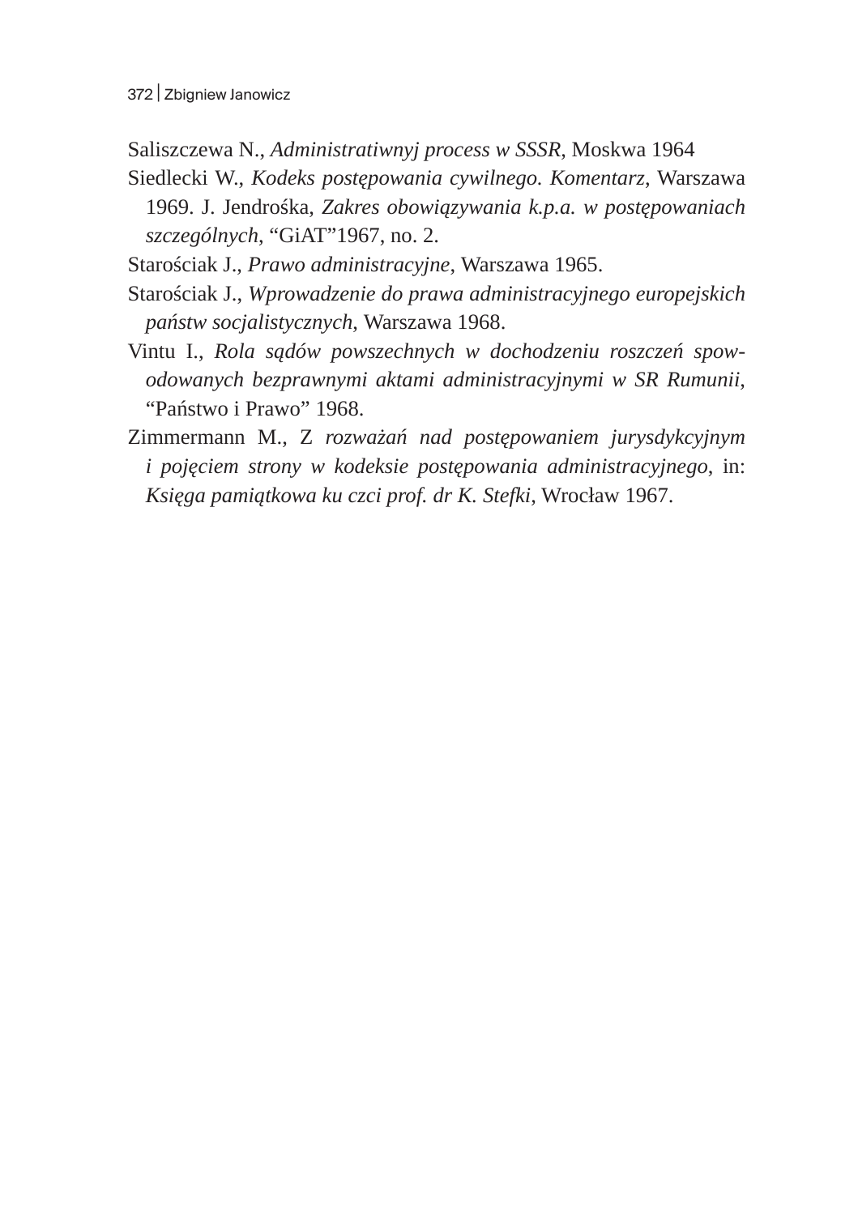Saliszczewa N., *Administratiwnyj process w SSSR*, Moskwa 1964

Siedlecki W., *Kodeks postępowania cywilnego. Komentarz*, Warszawa 1969. J. Jendrośka, *Zakres obowiązywania k.p.a. w postępowaniach szczególnych*, "GiAT"1967, no. 2.

Starościak J., *Prawo administracyjne*, Warszawa 1965.

Starościak J., *Wprowadzenie do prawa administracyjnego europejskich państw socjalistycznych*, Warszawa 1968.

Vintu I., *Rola sądów powszechnych w dochodzeniu roszczeń spowodowanych bezprawnymi aktami administracyjnymi w SR Rumunii*, "Państwo i Prawo" 1968.

Zimmermann M., Z *rozważań nad postępowaniem jurysdykcyjnym i pojęciem strony w kodeksie postępowania administracyjnego*, in: *Księga pamiątkowa ku czci prof. dr K. Stefki*, Wrocław 1967.